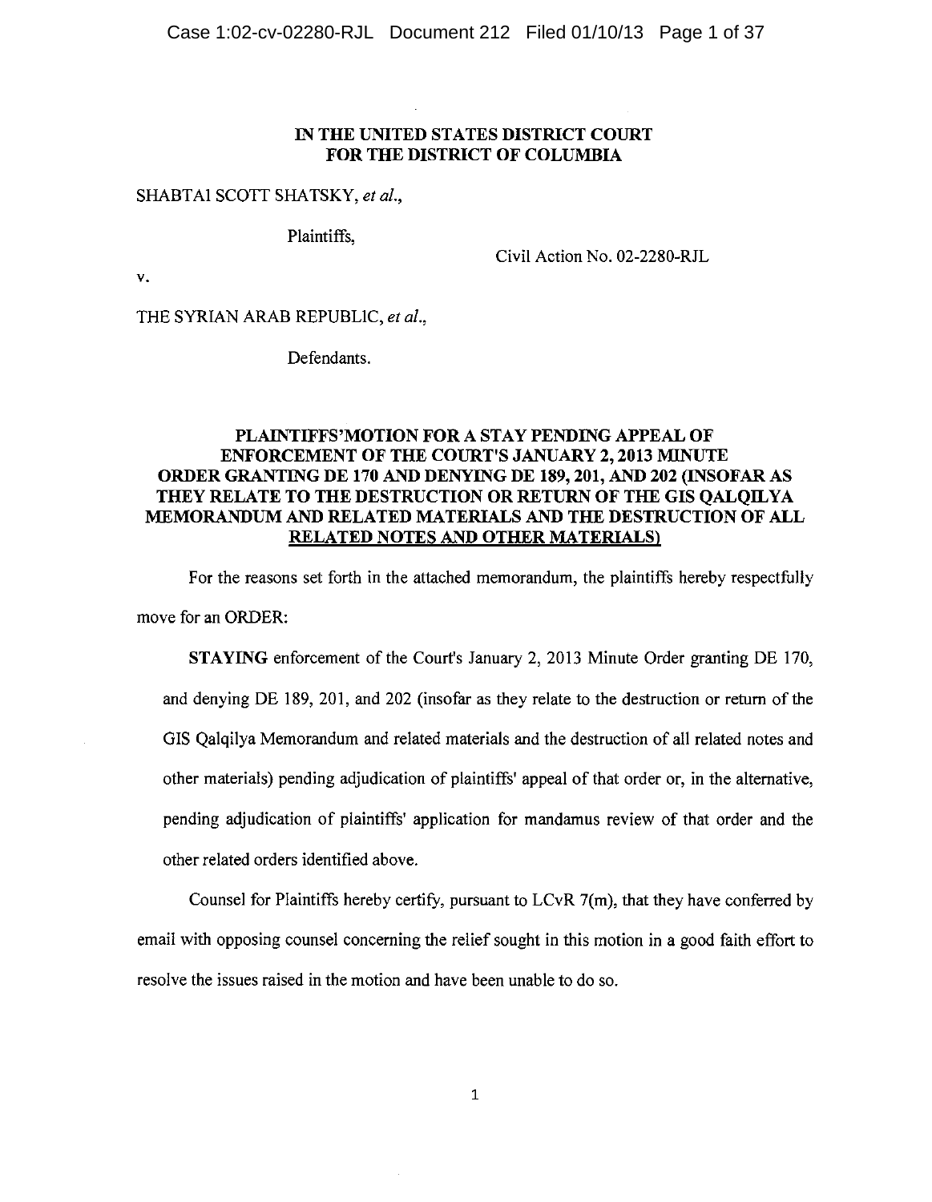**IN THE UNITED STATES DISTRICT COURT**
**FOR THE DISTRICT OF COLUMBIA**

SHABTAI SCOTT SHATSKY, *et al.*,

Plaintiffs,

Civil Action No. 02-2280-RJL

v.

THE SYRIAN ARAB REPUBLIC, *et al.*,

Defendants.

## PLAINTIFFS'MOTION FOR A STAY PENDING APPEAL OF ENFORCEMENT OF THE COURT'S JANUARY 2, 2013 MINUTE ORDER GRANTING DE 170 AND DENYING DE 189, 201, AND 202 (INSOFAR AS THEY RELATE TO THE DESTRUCTION OR RETURN OF THE GIS QALQILYA MEMORANDUM AND RELATED MATERIALS AND THE DESTRUCTION OF ALL RELATED NOTES AND OTHER MATERIALS)

For the reasons set forth in the attached memorandum, the plaintiffs hereby respectfully move for an ORDER:

**STAYING** enforcement of the Court's January 2, 2013 Minute Order granting DE 170, and denying DE 189, 201, and 202 (insofar as they relate to the destruction or return of the GIS Qalqilya Memorandum and related materials and the destruction of all related notes and other materials) pending adjudication of plaintiffs' appeal of that order or, in the alternative, pending adjudication of plaintiffs' application for mandamus review of that order and the other related orders identified above.

Counsel for Plaintiffs hereby certify, pursuant to LCvR 7(m), that they have conferred by email with opposing counsel concerning the relief sought in this motion in a good faith effort to resolve the issues raised in the motion and have been unable to do so.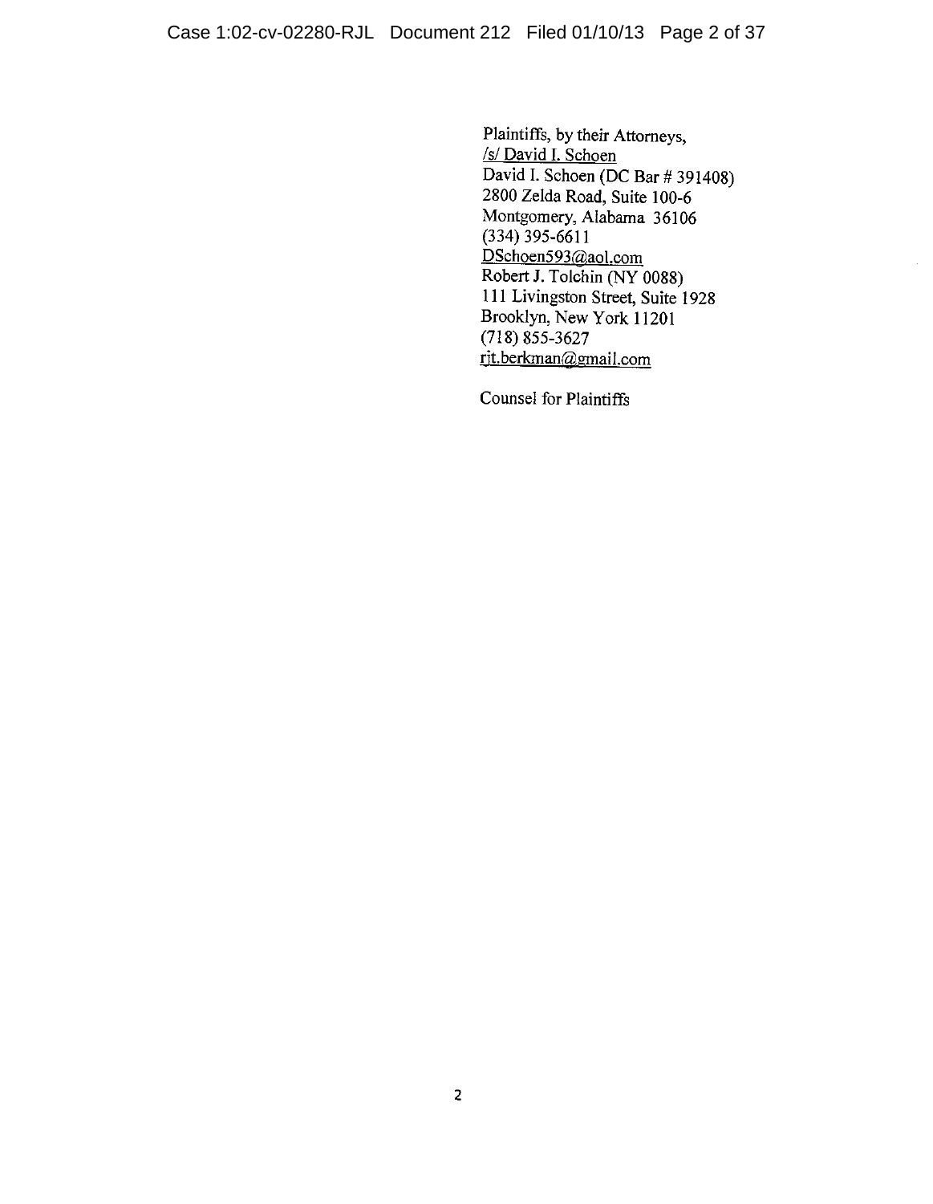Plaintiffs, by their Attorneys,
/s/ David I. Schoen
David I. Schoen (DC Bar # 391408)
2800 Zelda Road, Suite 100-6
Montgomery, Alabama 36106
(334) 395-6611
DSchoen593@aol.com
Robert J. Tolchin (NY 0088)
111 Livingston Street, Suite 1928
Brooklyn, New York 11201
(718) 855-3627
rjt.berkman@gmail.com

Counsel for Plaintiffs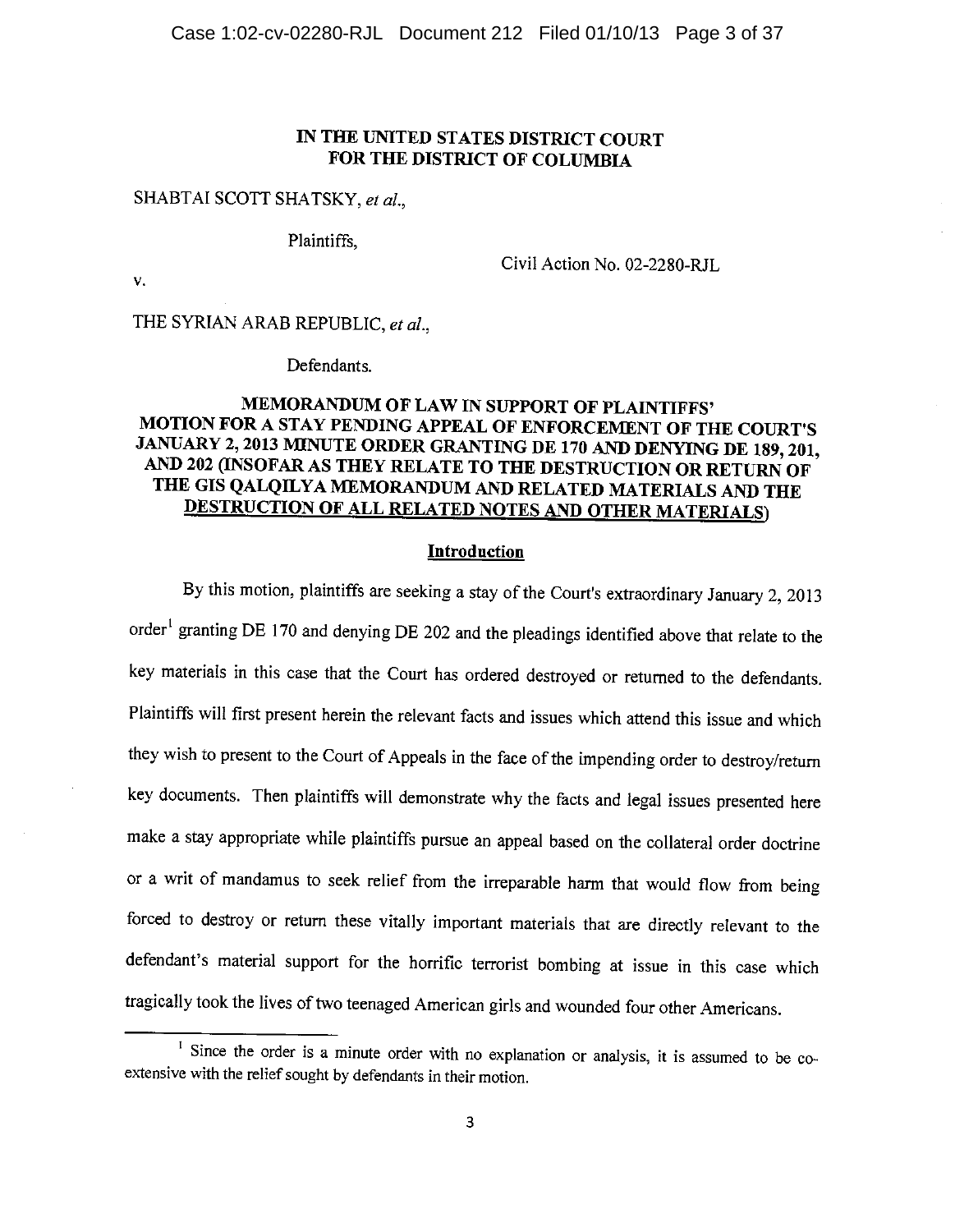**IN THE UNITED STATES DISTRICT COURT**
**FOR THE DISTRICT OF COLUMBIA**

SHABTAI SCOTT SHATSKY, *et al.*,

Plaintiffs,

v.

Civil Action No. 02-2280-RJL

THE SYRIAN ARAB REPUBLIC, *et al.*,

Defendants.

**MEMORANDUM OF LAW IN SUPPORT OF PLAINTIFFS' MOTION FOR A STAY PENDING APPEAL OF ENFORCEMENT OF THE COURT'S JANUARY 2, 2013 MINUTE ORDER GRANTING DE 170 AND DENYING DE 189, 201, AND 202 (INSOFAR AS THEY RELATE TO THE DESTRUCTION OR RETURN OF THE GIS QALQILYA MEMORANDUM AND RELATED MATERIALS AND THE <u>DESTRUCTION OF ALL RELATED NOTES AND OTHER MATERIALS</u>)**

## <u>Introduction</u>

By this motion, plaintiffs are seeking a stay of the Court's extraordinary January 2, 2013 order[1] granting DE 170 and denying DE 202 and the pleadings identified above that relate to the key materials in this case that the Court has ordered destroyed or returned to the defendants. Plaintiffs will first present herein the relevant facts and issues which attend this issue and which they wish to present to the Court of Appeals in the face of the impending order to destroy/return key documents. Then plaintiffs will demonstrate why the facts and legal issues presented here make a stay appropriate while plaintiffs pursue an appeal based on the collateral order doctrine or a writ of mandamus to seek relief from the irreparable harm that would flow from being forced to destroy or return these vitally important materials that are directly relevant to the defendant's material support for the horrific terrorist bombing at issue in this case which tragically took the lives of two teenaged American girls and wounded four other Americans.

[1] Since the order is a minute order with no explanation or analysis, it is assumed to be co-extensive with the relief sought by defendants in their motion.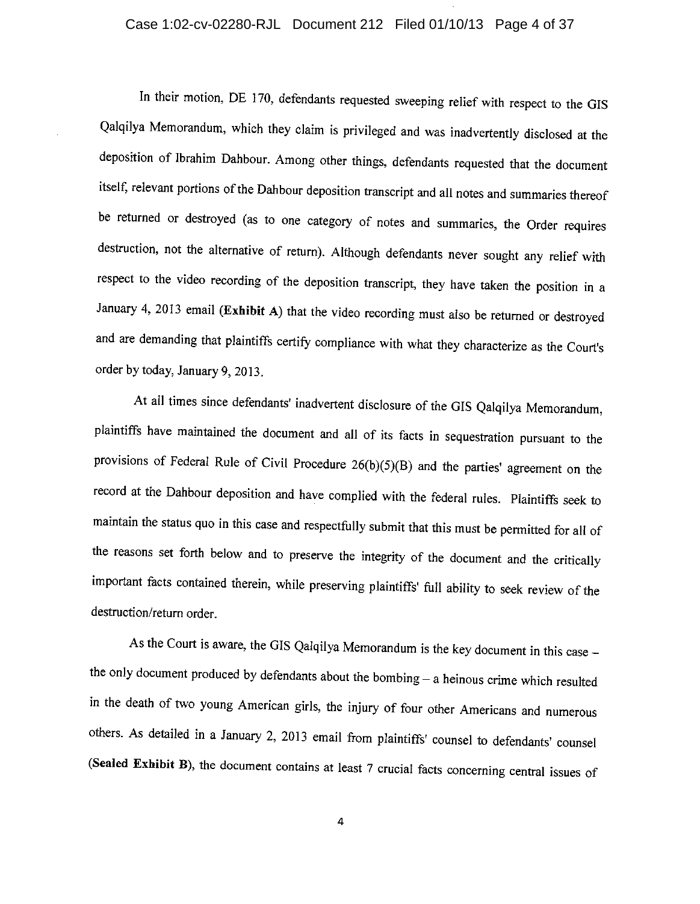In their motion, DE 170, defendants requested sweeping relief with respect to the GIS Qalqilya Memorandum, which they claim is privileged and was inadvertently disclosed at the deposition of Ibrahim Dahbour. Among other things, defendants requested that the document itself, relevant portions of the Dahbour deposition transcript and all notes and summaries thereof be returned or destroyed (as to one category of notes and summaries, the Order requires destruction, not the alternative of return). Although defendants never sought any relief with respect to the video recording of the deposition transcript, they have taken the position in a January 4, 2013 email (**Exhibit A**) that the video recording must also be returned or destroyed and are demanding that plaintiffs certify compliance with what they characterize as the Court's order by today, January 9, 2013.

At all times since defendants' inadvertent disclosure of the GIS Qalqilya Memorandum, plaintiffs have maintained the document and all of its facts in sequestration pursuant to the provisions of Federal Rule of Civil Procedure 26(b)(5)(B) and the parties' agreement on the record at the Dahbour deposition and have complied with the federal rules. Plaintiffs seek to maintain the status quo in this case and respectfully submit that this must be permitted for all of the reasons set forth below and to preserve the integrity of the document and the critically important facts contained therein, while preserving plaintiffs' full ability to seek review of the destruction/return order.

As the Court is aware, the GIS Qalqilya Memorandum is the key document in this case – the only document produced by defendants about the bombing – a heinous crime which resulted in the death of two young American girls, the injury of four other Americans and numerous others. As detailed in a January 2, 2013 email from plaintiffs' counsel to defendants' counsel (**Sealed Exhibit B**), the document contains at least 7 crucial facts concerning central issues of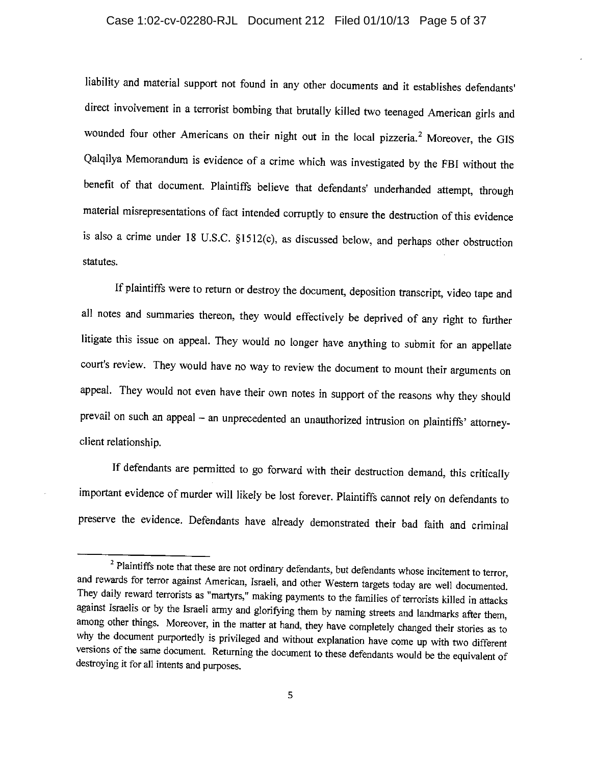liability and material support not found in any other documents and it establishes defendants' direct involvement in a terrorist bombing that brutally killed two teenaged American girls and wounded four other Americans on their night out in the local pizzeria.[2] Moreover, the GIS Qalqilya Memorandum is evidence of a crime which was investigated by the FBI without the benefit of that document. Plaintiffs believe that defendants' underhanded attempt, through material misrepresentations of fact intended corruptly to ensure the destruction of this evidence is also a crime under 18 U.S.C. §1512(c), as discussed below, and perhaps other obstruction statutes.

If plaintiffs were to return or destroy the document, deposition transcript, video tape and all notes and summaries thereon, they would effectively be deprived of any right to further litigate this issue on appeal. They would no longer have anything to submit for an appellate court's review. They would have no way to review the document to mount their arguments on appeal. They would not even have their own notes in support of the reasons why they should prevail on such an appeal – an unprecedented an unauthorized intrusion on plaintiffs' attorney-client relationship.

If defendants are permitted to go forward with their destruction demand, this critically important evidence of murder will likely be lost forever. Plaintiffs cannot rely on defendants to preserve the evidence. Defendants have already demonstrated their bad faith and criminal

---

[2] Plaintiffs note that these are not ordinary defendants, but defendants whose incitement to terror, and rewards for terror against American, Israeli, and other Western targets today are well documented. They daily reward terrorists as "martyrs," making payments to the families of terrorists killed in attacks against Israelis or by the Israeli army and glorifying them by naming streets and landmarks after them, among other things. Moreover, in the matter at hand, they have completely changed their stories as to why the document purportedly is privileged and without explanation have come up with two different versions of the same document. Returning the document to these defendants would be the equivalent of destroying it for all intents and purposes.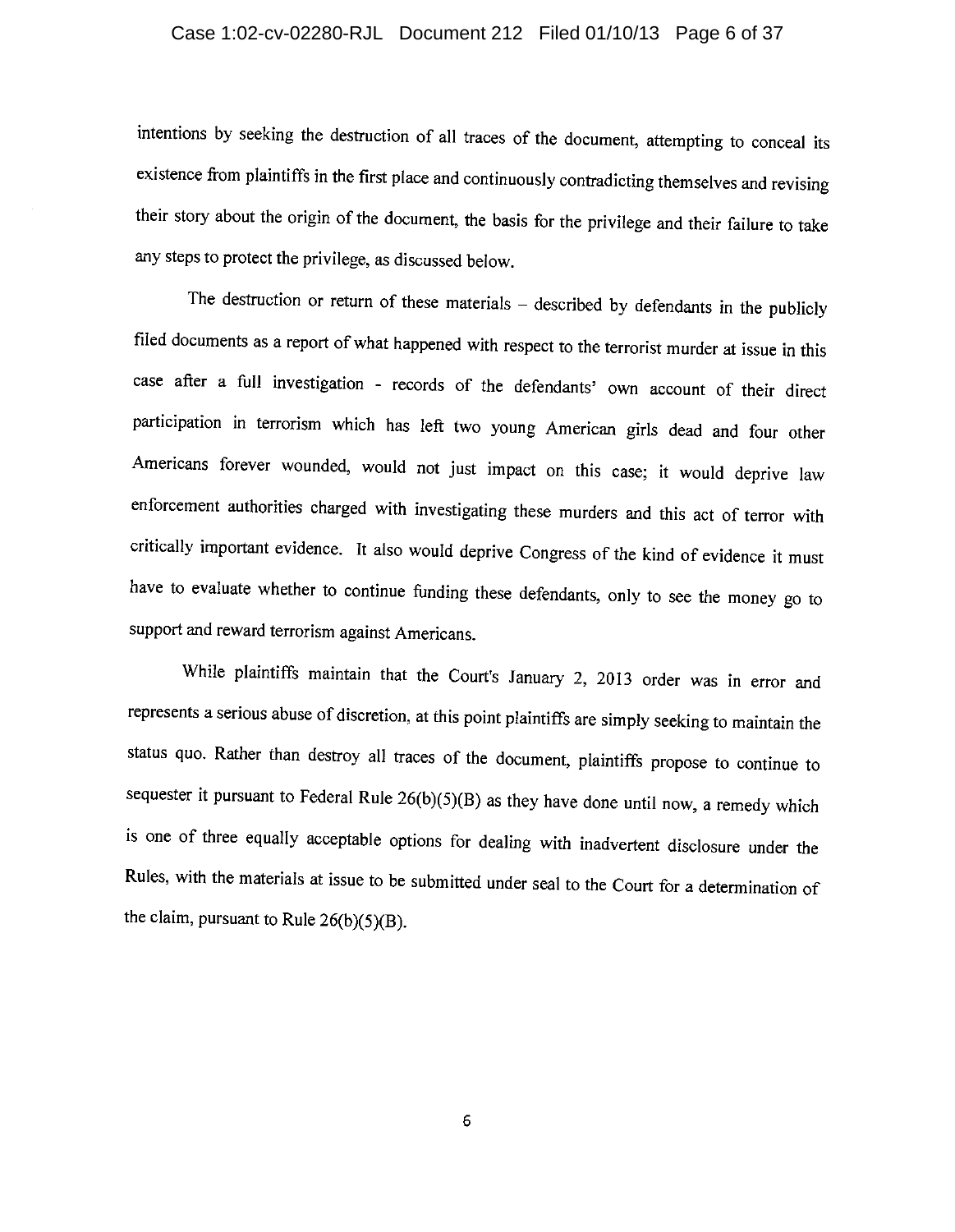intentions by seeking the destruction of all traces of the document, attempting to conceal its existence from plaintiffs in the first place and continuously contradicting themselves and revising their story about the origin of the document, the basis for the privilege and their failure to take any steps to protect the privilege, as discussed below.

The destruction or return of these materials – described by defendants in the publicly filed documents as a report of what happened with respect to the terrorist murder at issue in this case after a full investigation - records of the defendants' own account of their direct participation in terrorism which has left two young American girls dead and four other Americans forever wounded, would not just impact on this case; it would deprive law enforcement authorities charged with investigating these murders and this act of terror with critically important evidence. It also would deprive Congress of the kind of evidence it must have to evaluate whether to continue funding these defendants, only to see the money go to support and reward terrorism against Americans.

While plaintiffs maintain that the Court's January 2, 2013 order was in error and represents a serious abuse of discretion, at this point plaintiffs are simply seeking to maintain the status quo. Rather than destroy all traces of the document, plaintiffs propose to continue to sequester it pursuant to Federal Rule 26(b)(5)(B) as they have done until now, a remedy which is one of three equally acceptable options for dealing with inadvertent disclosure under the Rules, with the materials at issue to be submitted under seal to the Court for a determination of the claim, pursuant to Rule 26(b)(5)(B).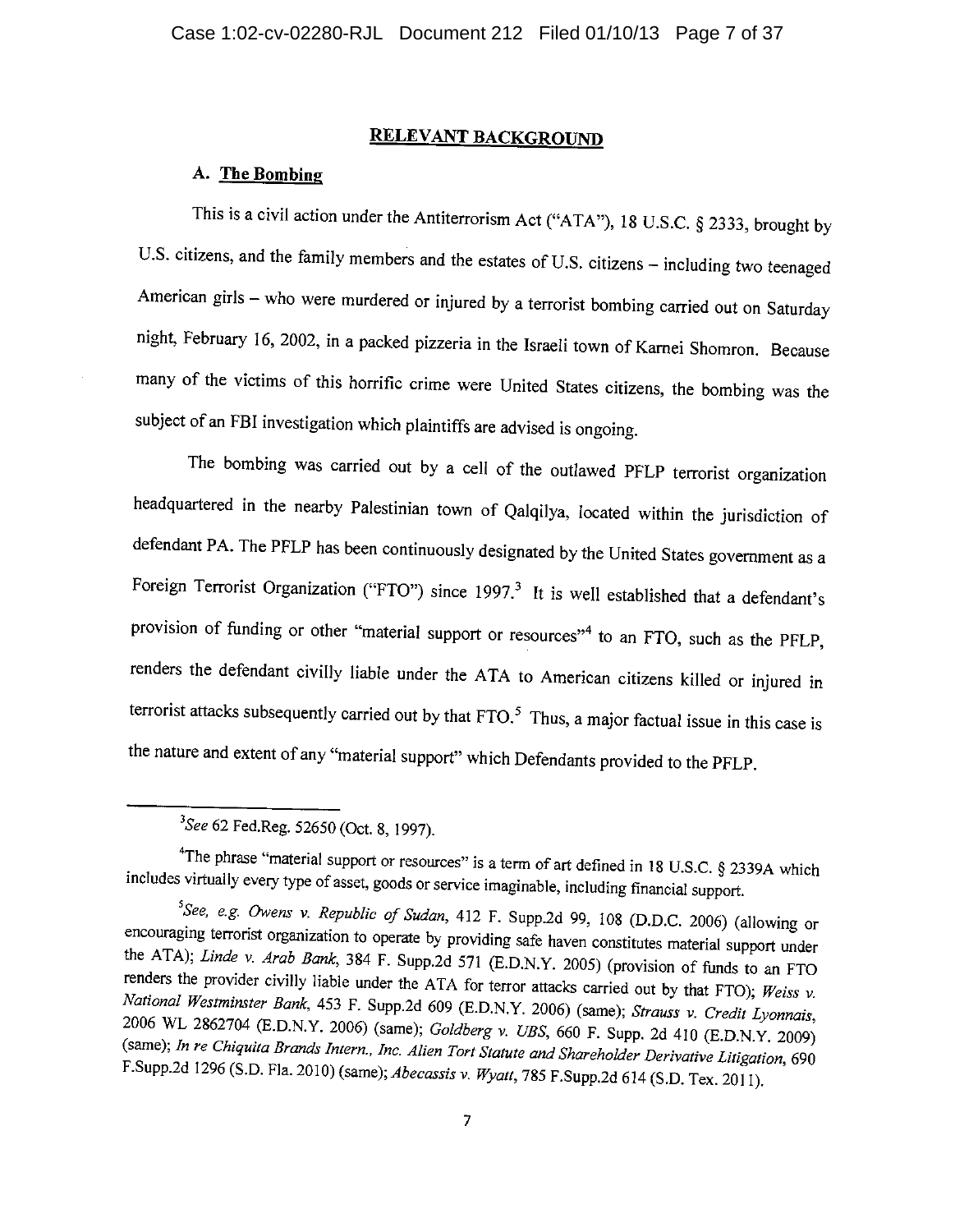## RELEVANT BACKGROUND

### A. The Bombing

This is a civil action under the Antiterrorism Act ("ATA"), 18 U.S.C. § 2333, brought by U.S. citizens, and the family members and the estates of U.S. citizens – including two teenaged American girls – who were murdered or injured by a terrorist bombing carried out on Saturday night, February 16, 2002, in a packed pizzeria in the Israeli town of Karnei Shomron. Because many of the victims of this horrific crime were United States citizens, the bombing was the subject of an FBI investigation which plaintiffs are advised is ongoing.

The bombing was carried out by a cell of the outlawed PFLP terrorist organization headquartered in the nearby Palestinian town of Qalqilya, located within the jurisdiction of defendant PA. The PFLP has been continuously designated by the United States government as a Foreign Terrorist Organization ("FTO") since 1997.[3] It is well established that a defendant's provision of funding or other "material support or resources"[4] to an FTO, such as the PFLP, renders the defendant civilly liable under the ATA to American citizens killed or injured in terrorist attacks subsequently carried out by that FTO.[5] Thus, a major factual issue in this case is the nature and extent of any "material support" which Defendants provided to the PFLP.

---

[3] *See* 62 Fed.Reg. 52650 (Oct. 8, 1997).

[4] The phrase "material support or resources" is a term of art defined in 18 U.S.C. § 2339A which includes virtually every type of asset, goods or service imaginable, including financial support.

[5] *See, e.g. Owens v. Republic of Sudan*, 412 F. Supp.2d 99, 108 (D.D.C. 2006) (allowing or encouraging terrorist organization to operate by providing safe haven constitutes material support under the ATA); *Linde v. Arab Bank*, 384 F. Supp.2d 571 (E.D.N.Y. 2005) (provision of funds to an FTO renders the provider civilly liable under the ATA for terror attacks carried out by that FTO); *Weiss v. National Westminster Bank*, 453 F. Supp.2d 609 (E.D.N.Y. 2006) (same); *Strauss v. Credit Lyonnais*, 2006 WL 2862704 (E.D.N.Y. 2006) (same); *Goldberg v. UBS*, 660 F. Supp. 2d 410 (E.D.N.Y. 2009) (same); *In re Chiquita Brands Intern., Inc. Alien Tort Statute and Shareholder Derivative Litigation*, 690 F.Supp.2d 1296 (S.D. Fla. 2010) (same); *Abecassis v. Wyatt*, 785 F.Supp.2d 614 (S.D. Tex. 2011).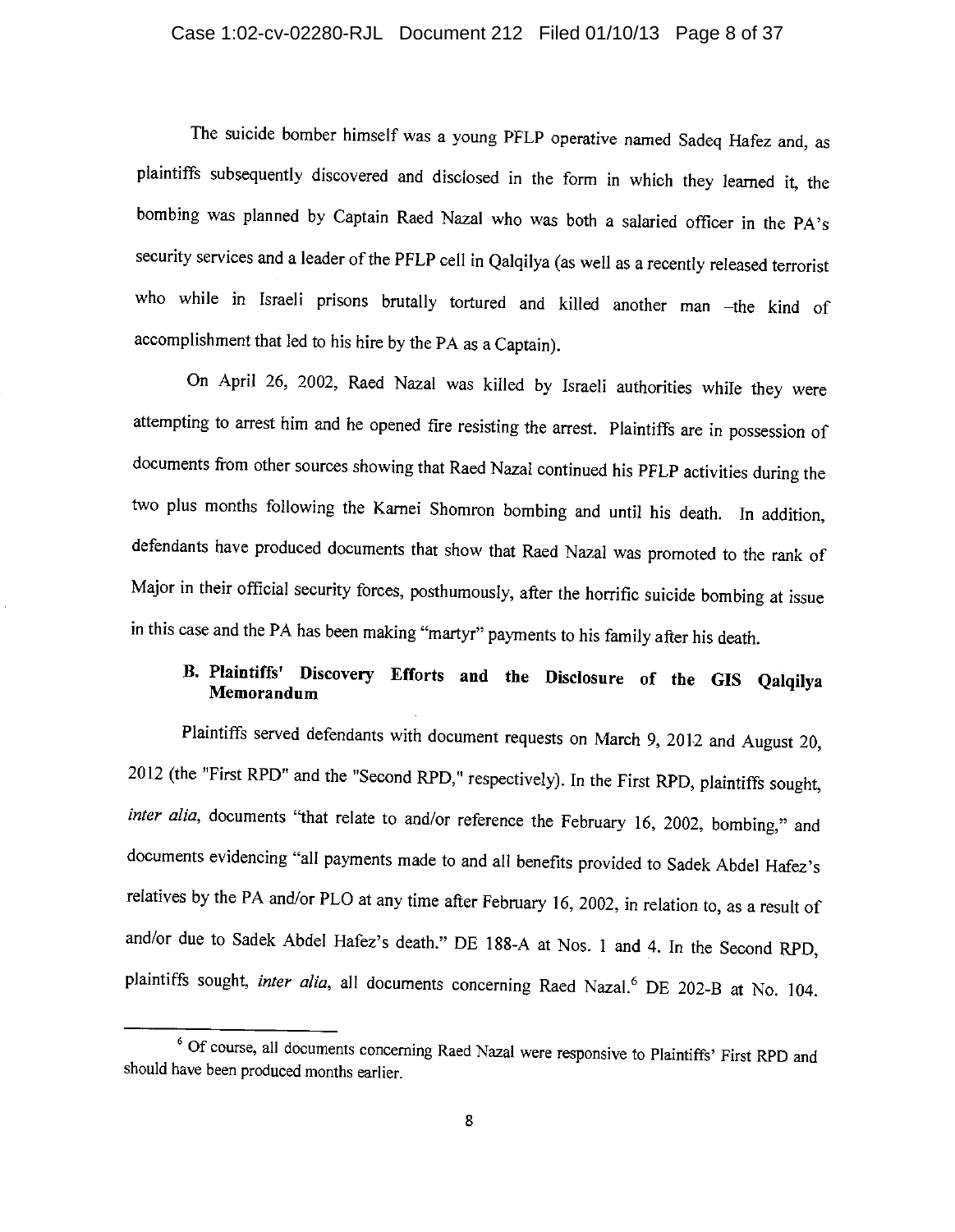The suicide bomber himself was a young PFLP operative named Sadeq Hafez and, as plaintiffs subsequently discovered and disclosed in the form in which they learned it, the bombing was planned by Captain Raed Nazal who was both a salaried officer in the PA's security services and a leader of the PFLP cell in Qalqilya (as well as a recently released terrorist who while in Israeli prisons brutally tortured and killed another man –the kind of accomplishment that led to his hire by the PA as a Captain).

On April 26, 2002, Raed Nazal was killed by Israeli authorities while they were attempting to arrest him and he opened fire resisting the arrest. Plaintiffs are in possession of documents from other sources showing that Raed Nazal continued his PFLP activities during the two plus months following the Karnei Shomron bombing and until his death. In addition, defendants have produced documents that show that Raed Nazal was promoted to the rank of Major in their official security forces, posthumously, after the horrific suicide bombing at issue in this case and the PA has been making "martyr" payments to his family after his death.

### B. Plaintiffs' Discovery Efforts and the Disclosure of the GIS Qalqilya Memorandum

Plaintiffs served defendants with document requests on March 9, 2012 and August 20, 2012 (the "First RPD" and the "Second RPD," respectively). In the First RPD, plaintiffs sought, *inter alia*, documents "that relate to and/or reference the February 16, 2002, bombing," and documents evidencing "all payments made to and all benefits provided to Sadek Abdel Hafez's relatives by the PA and/or PLO at any time after February 16, 2002, in relation to, as a result of and/or due to Sadek Abdel Hafez's death." DE 188-A at Nos. 1 and 4. In the Second RPD, plaintiffs sought, *inter alia*, all documents concerning Raed Nazal.[6] DE 202-B at No. 104.

[6] Of course, all documents concerning Raed Nazal were responsive to Plaintiffs' First RPD and should have been produced months earlier.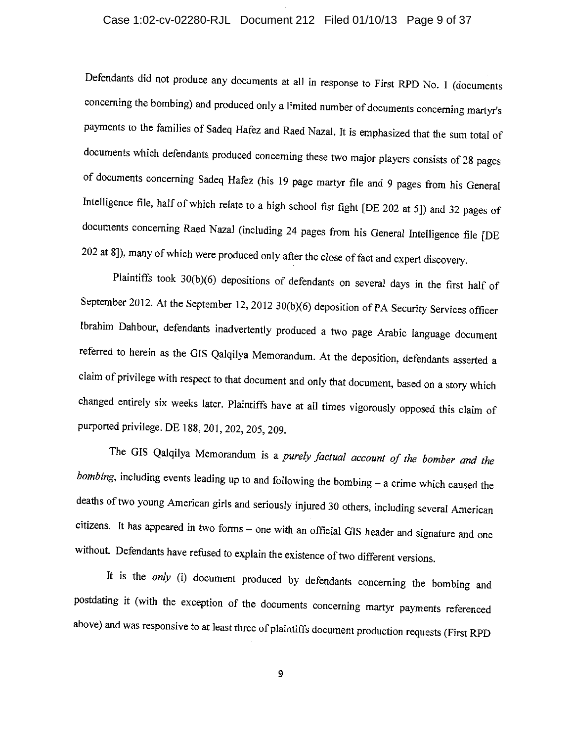Defendants did not produce any documents at all in response to First RPD No. 1 (documents concerning the bombing) and produced only a limited number of documents concerning martyr's payments to the families of Sadeq Hafez and Raed Nazal. It is emphasized that the sum total of documents which defendants produced concerning these two major players consists of 28 pages of documents concerning Sadeq Hafez (his 19 page martyr file and 9 pages from his General Intelligence file, half of which relate to a high school fist fight [DE 202 at 5]) and 32 pages of documents concerning Raed Nazal (including 24 pages from his General Intelligence file [DE 202 at 8]), many of which were produced only after the close of fact and expert discovery.

Plaintiffs took 30(b)(6) depositions of defendants on several days in the first half of September 2012. At the September 12, 2012 30(b)(6) deposition of PA Security Services officer Ibrahim Dahbour, defendants inadvertently produced a two page Arabic language document referred to herein as the GIS Qalqilya Memorandum. At the deposition, defendants asserted a claim of privilege with respect to that document and only that document, based on a story which changed entirely six weeks later. Plaintiffs have at all times vigorously opposed this claim of purported privilege. DE 188, 201, 202, 205, 209.

The GIS Qalqilya Memorandum is a *purely factual account of the bomber and the bombing*, including events leading up to and following the bombing – a crime which caused the deaths of two young American girls and seriously injured 30 others, including several American citizens. It has appeared in two forms – one with an official GIS header and signature and one without. Defendants have refused to explain the existence of two different versions.

It is the *only* (i) document produced by defendants concerning the bombing and postdating it (with the exception of the documents concerning martyr payments referenced above) and was responsive to at least three of plaintiffs document production requests (First RPD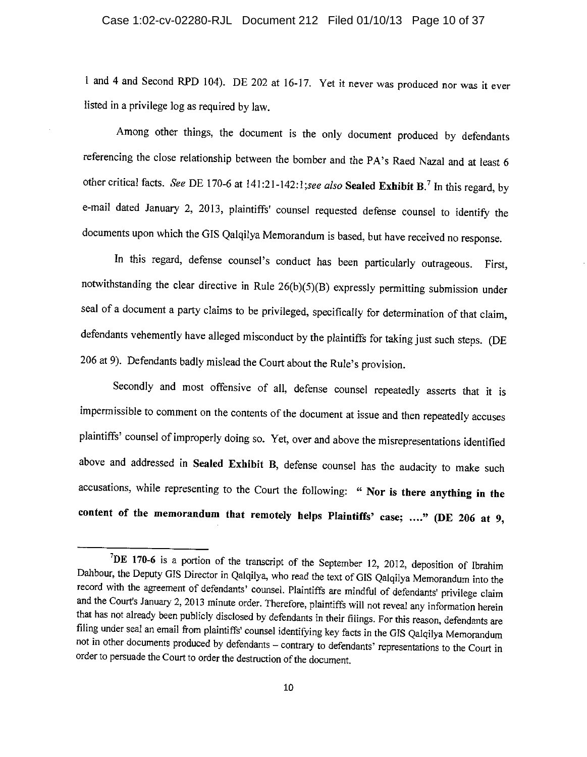1 and 4 and Second RPD 104). DE 202 at 16-17. Yet it never was produced nor was it ever listed in a privilege log as required by law.

Among other things, the document is the only document produced by defendants referencing the close relationship between the bomber and the PA's Raed Nazal and at least 6 other critical facts. *See* DE 170-6 at 141:21-142:1;*see also* **Sealed Exhibit B.**[7] In this regard, by e-mail dated January 2, 2013, plaintiffs' counsel requested defense counsel to identify the documents upon which the GIS Qalqilya Memorandum is based, but have received no response.

In this regard, defense counsel's conduct has been particularly outrageous. First, notwithstanding the clear directive in Rule 26(b)(5)(B) expressly permitting submission under seal of a document a party claims to be privileged, specifically for determination of that claim, defendants vehemently have alleged misconduct by the plaintiffs for taking just such steps. (DE 206 at 9). Defendants badly mislead the Court about the Rule's provision.

Secondly and most offensive of all, defense counsel repeatedly asserts that it is impermissible to comment on the contents of the document at issue and then repeatedly accuses plaintiffs' counsel of improperly doing so. Yet, over and above the misrepresentations identified above and addressed in **Sealed Exhibit B**, defense counsel has the audacity to make such accusations, while representing to the Court the following: **" Nor is there anything in the content of the memorandum that remotely helps Plaintiffs' case; ...." (DE 206 at 9,**

---

[7]**DE 170-6** is a portion of the transcript of the September 12, 2012, deposition of Ibrahim Dahbour, the Deputy GIS Director in Qalqilya, who read the text of GIS Qalqilya Memorandum into the record with the agreement of defendants' counsel. Plaintiffs are mindful of defendants' privilege claim and the Court's January 2, 2013 minute order. Therefore, plaintiffs will not reveal any information herein that has not already been publicly disclosed by defendants in their filings. For this reason, defendants are filing under seal an email from plaintiffs' counsel identifying key facts in the GIS Qalqilya Memorandum not in other documents produced by defendants – contrary to defendants' representations to the Court in order to persuade the Court to order the destruction of the document.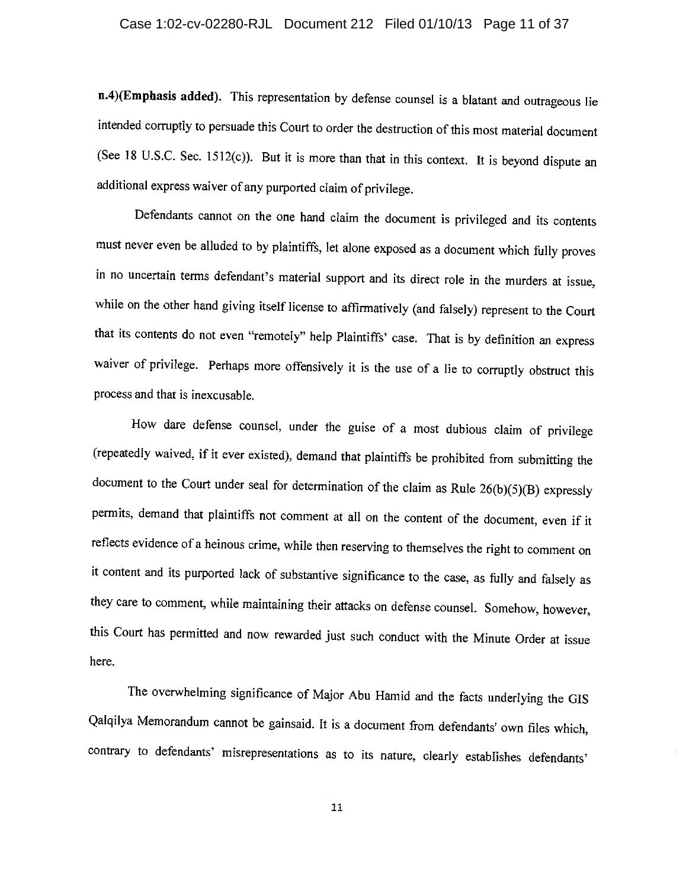**n.4)(Emphasis added).** This representation by defense counsel is a blatant and outrageous lie intended corruptly to persuade this Court to order the destruction of this most material document (See 18 U.S.C. Sec. 1512(c)). But it is more than that in this context. It is beyond dispute an additional express waiver of any purported claim of privilege.

Defendants cannot on the one hand claim the document is privileged and its contents must never even be alluded to by plaintiffs, let alone exposed as a document which fully proves in no uncertain terms defendant's material support and its direct role in the murders at issue, while on the other hand giving itself license to affirmatively (and falsely) represent to the Court that its contents do not even "remotely" help Plaintiffs' case. That is by definition an express waiver of privilege. Perhaps more offensively it is the use of a lie to corruptly obstruct this process and that is inexcusable.

How dare defense counsel, under the guise of a most dubious claim of privilege (repeatedly waived, if it ever existed), demand that plaintiffs be prohibited from submitting the document to the Court under seal for determination of the claim as Rule 26(b)(5)(B) expressly permits, demand that plaintiffs not comment at all on the content of the document, even if it reflects evidence of a heinous crime, while then reserving to themselves the right to comment on it content and its purported lack of substantive significance to the case, as fully and falsely as they care to comment, while maintaining their attacks on defense counsel. Somehow, however, this Court has permitted and now rewarded just such conduct with the Minute Order at issue here.

The overwhelming significance of Major Abu Hamid and the facts underlying the GIS Qalqilya Memorandum cannot be gainsaid. It is a document from defendants' own files which, contrary to defendants' misrepresentations as to its nature, clearly establishes defendants'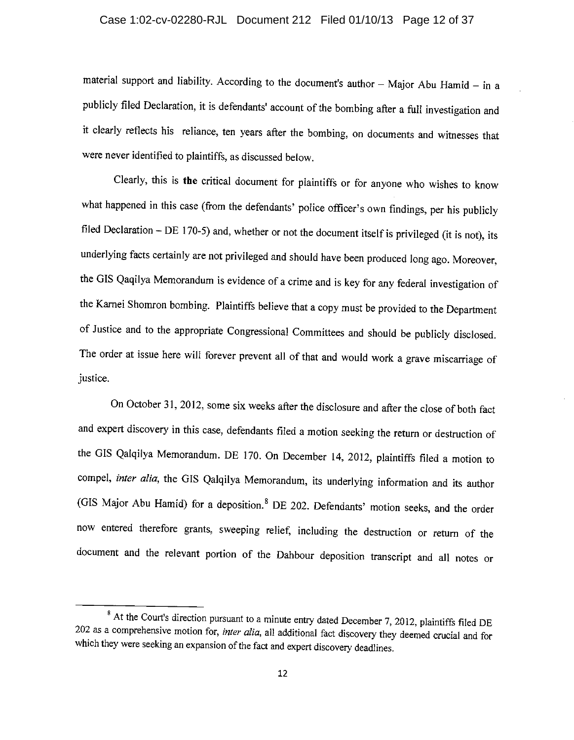material support and liability. According to the document's author – Major Abu Hamid – in a publicly filed Declaration, it is defendants' account of the bombing after a full investigation and it clearly reflects his reliance, ten years after the bombing, on documents and witnesses that were never identified to plaintiffs, as discussed below.

Clearly, this is **the** critical document for plaintiffs or for anyone who wishes to know what happened in this case (from the defendants' police officer's own findings, per his publicly filed Declaration – DE 170-5) and, whether or not the document itself is privileged (it is not), its underlying facts certainly are not privileged and should have been produced long ago. Moreover, the GIS Qaqilya Memorandum is evidence of a crime and is key for any federal investigation of the Karnei Shomron bombing. Plaintiffs believe that a copy must be provided to the Department of Justice and to the appropriate Congressional Committees and should be publicly disclosed. The order at issue here will forever prevent all of that and would work a grave miscarriage of justice.

On October 31, 2012, some six weeks after the disclosure and after the close of both fact and expert discovery in this case, defendants filed a motion seeking the return or destruction of the GIS Qalqilya Memorandum. DE 170. On December 14, 2012, plaintiffs filed a motion to compel, *inter alia*, the GIS Qalqilya Memorandum, its underlying information and its author (GIS Major Abu Hamid) for a deposition.[8] DE 202. Defendants' motion seeks, and the order now entered therefore grants, sweeping relief, including the destruction or return of the document and the relevant portion of the Dahbour deposition transcript and all notes or

[8] At the Court's direction pursuant to a minute entry dated December 7, 2012, plaintiffs filed DE 202 as a comprehensive motion for, *inter alia*, all additional fact discovery they deemed crucial and for which they were seeking an expansion of the fact and expert discovery deadlines.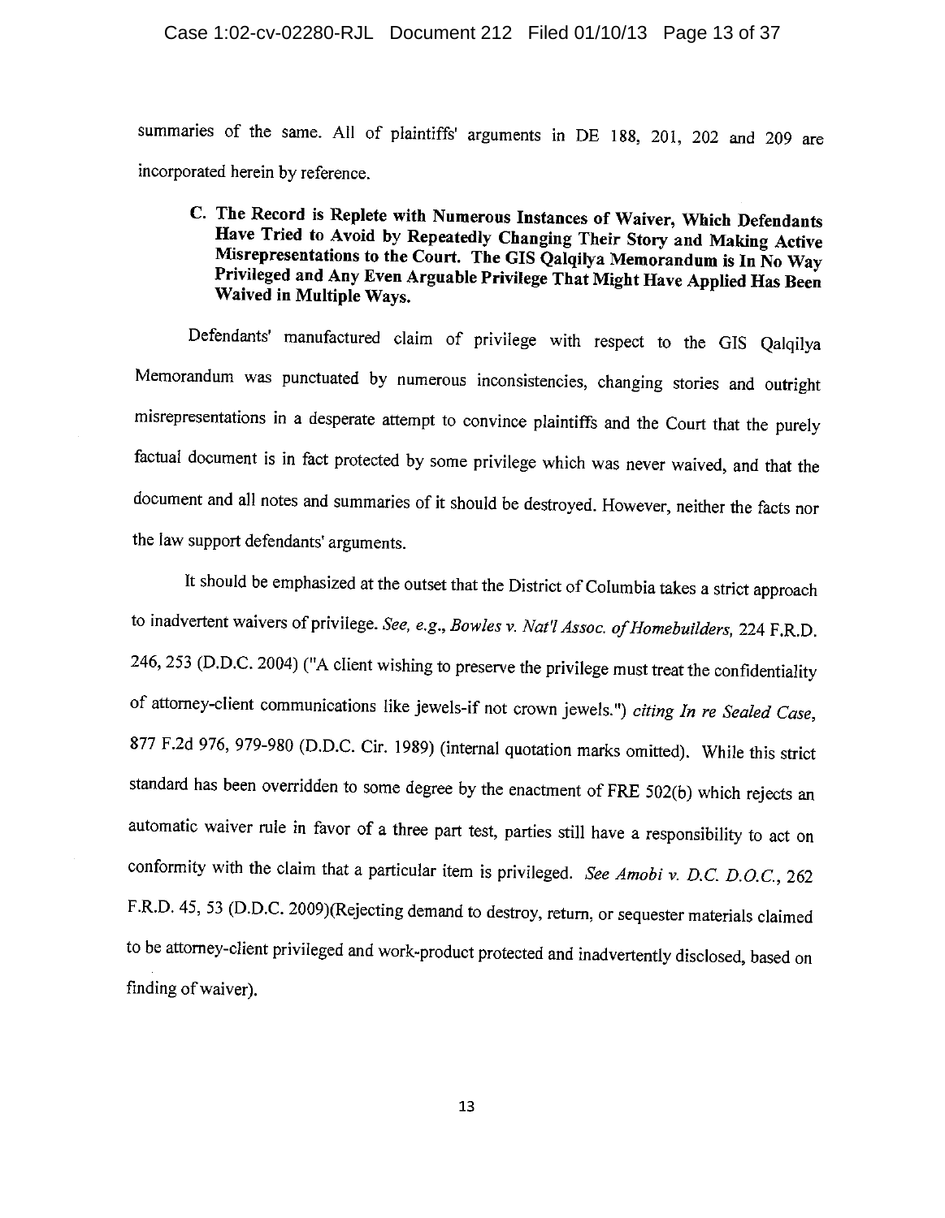summaries of the same. All of plaintiffs' arguments in DE 188, 201, 202 and 209 are incorporated herein by reference.

### C. The Record is Replete with Numerous Instances of Waiver, Which Defendants Have Tried to Avoid by Repeatedly Changing Their Story and Making Active Misrepresentations to the Court. The GIS Qalqilya Memorandum is In No Way Privileged and Any Even Arguable Privilege That Might Have Applied Has Been Waived in Multiple Ways.

Defendants' manufactured claim of privilege with respect to the GIS Qalqilya Memorandum was punctuated by numerous inconsistencies, changing stories and outright misrepresentations in a desperate attempt to convince plaintiffs and the Court that the purely factual document is in fact protected by some privilege which was never waived, and that the document and all notes and summaries of it should be destroyed. However, neither the facts nor the law support defendants' arguments.

It should be emphasized at the outset that the District of Columbia takes a strict approach to inadvertent waivers of privilege. *See, e.g., Bowles v. Nat'l Assoc. of Homebuilders*, 224 F.R.D. 246, 253 (D.D.C. 2004) ("A client wishing to preserve the privilege must treat the confidentiality of attorney-client communications like jewels-if not crown jewels.") *citing In re Sealed Case*, 877 F.2d 976, 979-980 (D.D.C. Cir. 1989) (internal quotation marks omitted). While this strict standard has been overridden to some degree by the enactment of FRE 502(b) which rejects an automatic waiver rule in favor of a three part test, parties still have a responsibility to act on conformity with the claim that a particular item is privileged. *See Amobi v. D.C. D.O.C.*, 262 F.R.D. 45, 53 (D.D.C. 2009)(Rejecting demand to destroy, return, or sequester materials claimed to be attorney-client privileged and work-product protected and inadvertently disclosed, based on finding of waiver).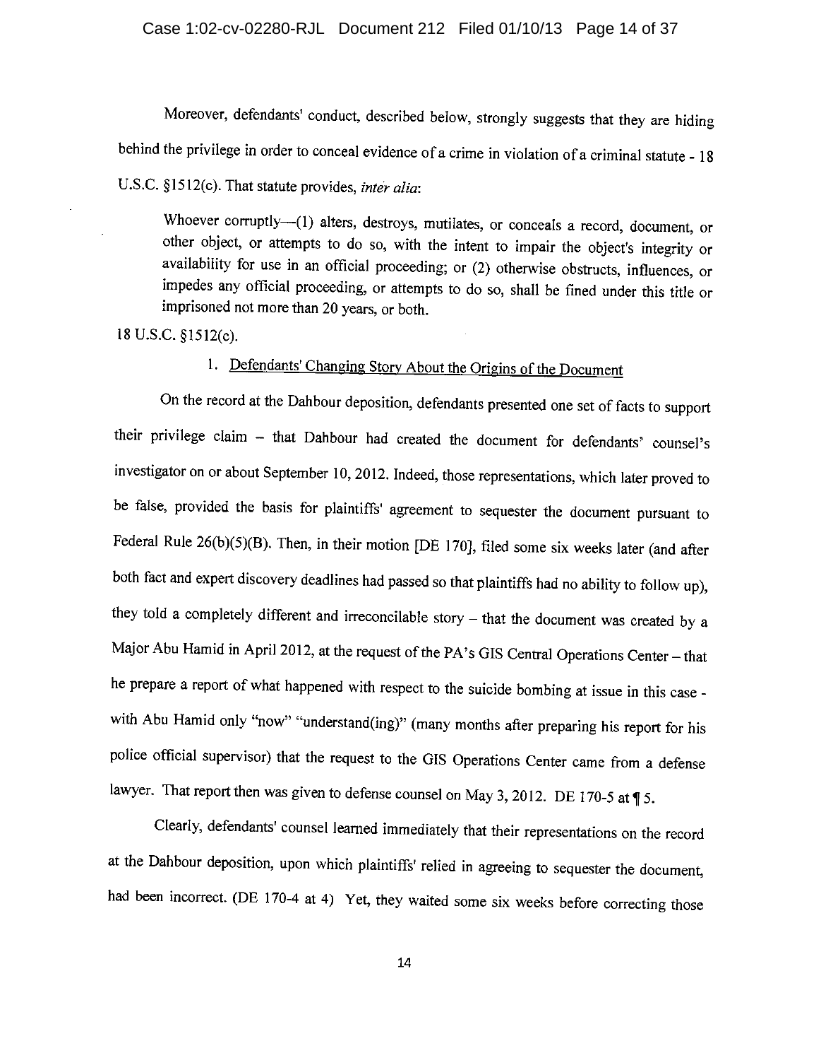Moreover, defendants' conduct, described below, strongly suggests that they are hiding behind the privilege in order to conceal evidence of a crime in violation of a criminal statute - 18 U.S.C. §1512(c). That statute provides, *inter alia*:

> Whoever corruptly—(1) alters, destroys, mutilates, or conceals a record, document, or other object, or attempts to do so, with the intent to impair the object's integrity or availability for use in an official proceeding; or (2) otherwise obstructs, influences, or impedes any official proceeding, or attempts to do so, shall be fined under this title or imprisoned not more than 20 years, or both.

18 U.S.C. §1512(c).

1. <u>Defendants' Changing Story About the Origins of the Document</u>

On the record at the Dahbour deposition, defendants presented one set of facts to support their privilege claim – that Dahbour had created the document for defendants' counsel's investigator on or about September 10, 2012. Indeed, those representations, which later proved to be false, provided the basis for plaintiffs' agreement to sequester the document pursuant to Federal Rule 26(b)(5)(B). Then, in their motion [DE 170], filed some six weeks later (and after both fact and expert discovery deadlines had passed so that plaintiffs had no ability to follow up), they told a completely different and irreconcilable story – that the document was created by a Major Abu Hamid in April 2012, at the request of the PA's GIS Central Operations Center – that he prepare a report of what happened with respect to the suicide bombing at issue in this case - with Abu Hamid only "now" "understand(ing)" (many months after preparing his report for his police official supervisor) that the request to the GIS Operations Center came from a defense lawyer. That report then was given to defense counsel on May 3, 2012. DE 170-5 at ¶ 5.

Clearly, defendants' counsel learned immediately that their representations on the record at the Dahbour deposition, upon which plaintiffs' relied in agreeing to sequester the document, had been incorrect. (DE 170-4 at 4) Yet, they waited some six weeks before correcting those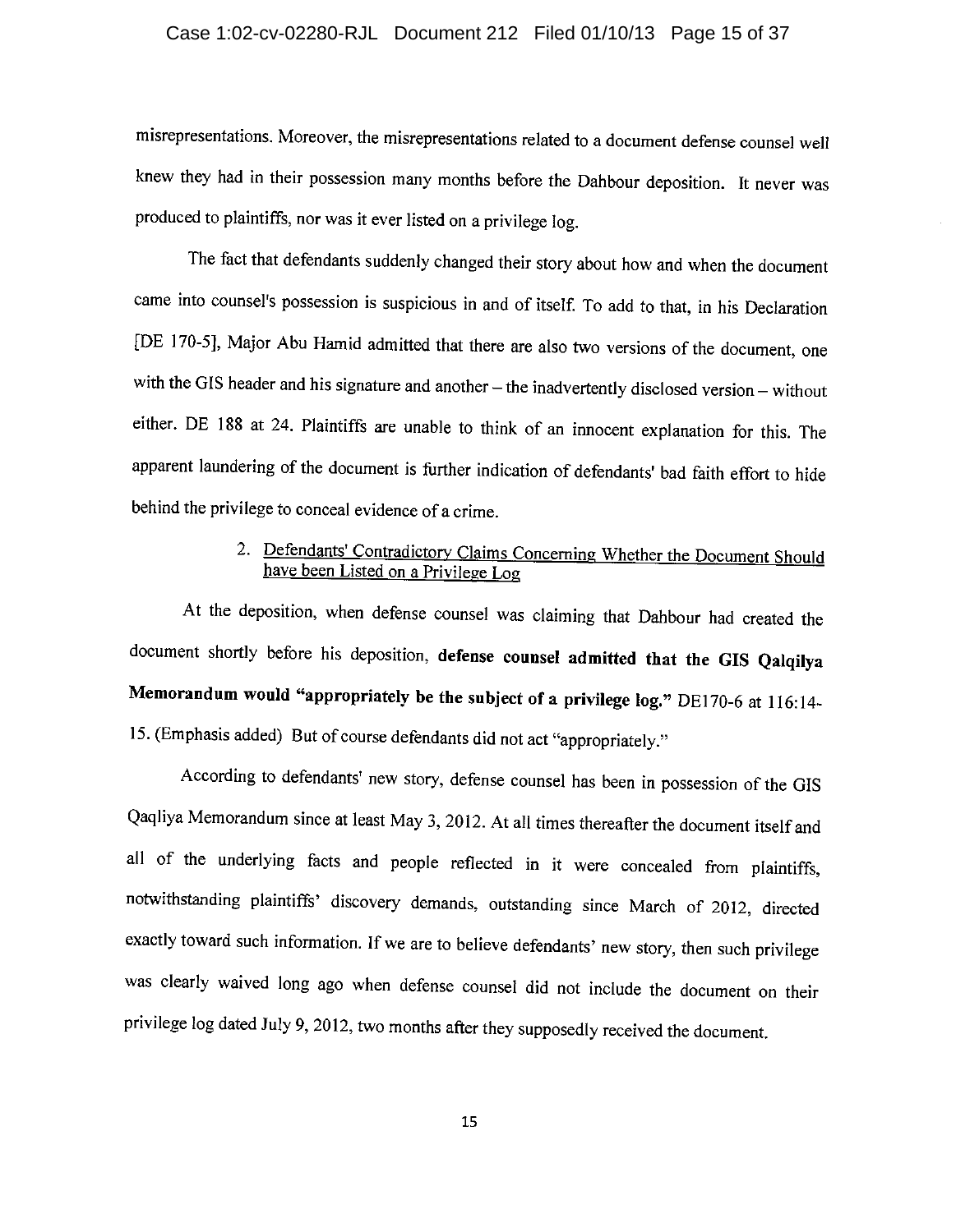misrepresentations. Moreover, the misrepresentations related to a document defense counsel well knew they had in their possession many months before the Dahbour deposition. It never was produced to plaintiffs, nor was it ever listed on a privilege log.

The fact that defendants suddenly changed their story about how and when the document came into counsel's possession is suspicious in and of itself. To add to that, in his Declaration [DE 170-5], Major Abu Hamid admitted that there are also two versions of the document, one with the GIS header and his signature and another – the inadvertently disclosed version – without either. DE 188 at 24. Plaintiffs are unable to think of an innocent explanation for this. The apparent laundering of the document is further indication of defendants' bad faith effort to hide behind the privilege to conceal evidence of a crime.

2. <u>Defendants' Contradictory Claims Concerning Whether the Document Should have been Listed on a Privilege Log</u>

At the deposition, when defense counsel was claiming that Dahbour had created the document shortly before his deposition, **defense counsel admitted that the GIS Qalqilya Memorandum would "appropriately be the subject of a privilege log."** DE170-6 at 116:14-15. (Emphasis added) But of course defendants did not act "appropriately."

According to defendants' new story, defense counsel has been in possession of the GIS Qaqliya Memorandum since at least May 3, 2012. At all times thereafter the document itself and all of the underlying facts and people reflected in it were concealed from plaintiffs, notwithstanding plaintiffs' discovery demands, outstanding since March of 2012, directed exactly toward such information. If we are to believe defendants' new story, then such privilege was clearly waived long ago when defense counsel did not include the document on their privilege log dated July 9, 2012, two months after they supposedly received the document.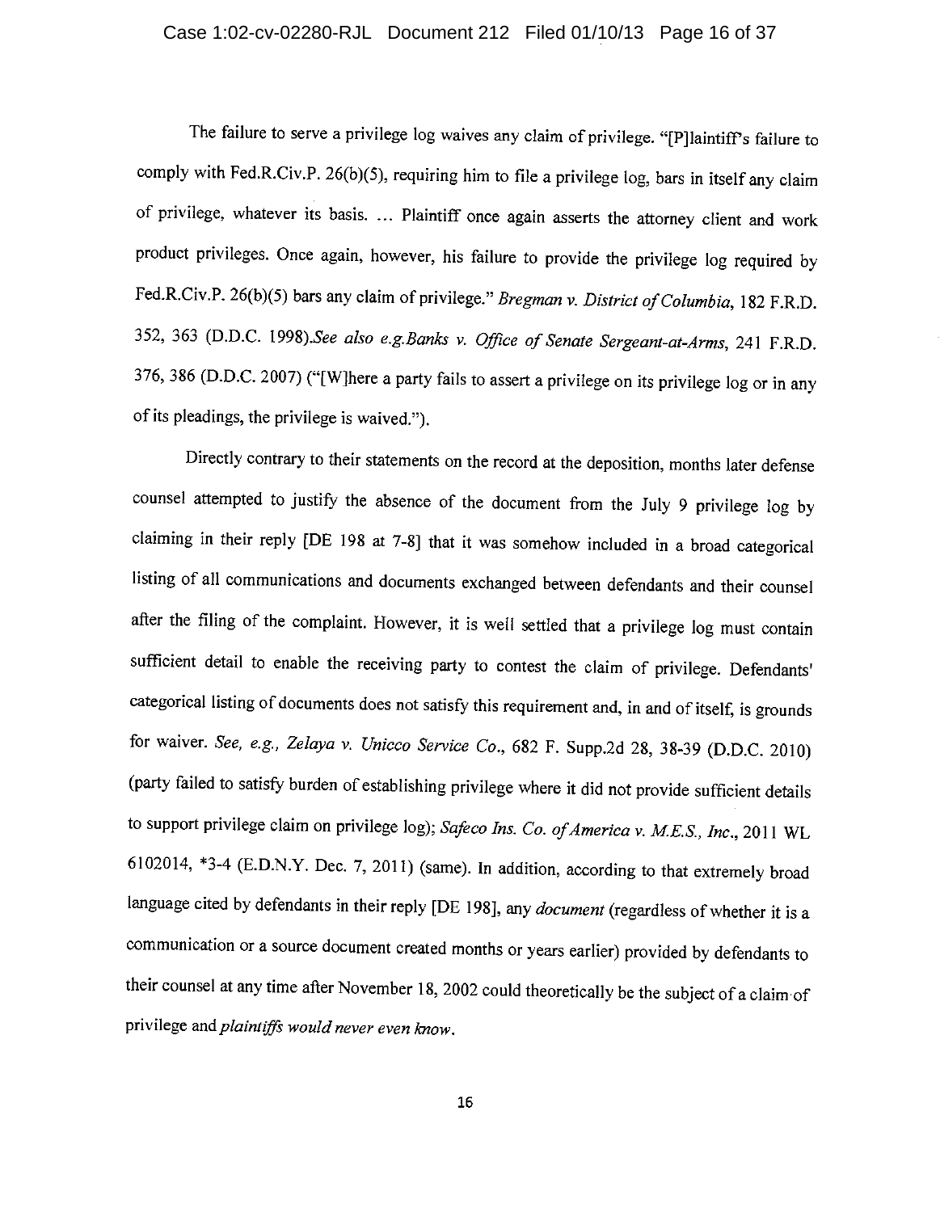The failure to serve a privilege log waives any claim of privilege. "[P]laintiff's failure to comply with Fed.R.Civ.P. 26(b)(5), requiring him to file a privilege log, bars in itself any claim of privilege, whatever its basis. ... Plaintiff once again asserts the attorney client and work product privileges. Once again, however, his failure to provide the privilege log required by Fed.R.Civ.P. 26(b)(5) bars any claim of privilege." *Bregman v. District of Columbia*, 182 F.R.D. 352, 363 (D.D.C. 1998).*See also e.g.Banks v. Office of Senate Sergeant-at-Arms*, 241 F.R.D. 376, 386 (D.D.C. 2007) ("[W]here a party fails to assert a privilege on its privilege log or in any of its pleadings, the privilege is waived.").

Directly contrary to their statements on the record at the deposition, months later defense counsel attempted to justify the absence of the document from the July 9 privilege log by claiming in their reply [DE 198 at 7-8] that it was somehow included in a broad categorical listing of all communications and documents exchanged between defendants and their counsel after the filing of the complaint. However, it is well settled that a privilege log must contain sufficient detail to enable the receiving party to contest the claim of privilege. Defendants' categorical listing of documents does not satisfy this requirement and, in and of itself, is grounds for waiver. *See, e.g., Zelaya v. Unicco Service Co.*, 682 F. Supp.2d 28, 38-39 (D.D.C. 2010) (party failed to satisfy burden of establishing privilege where it did not provide sufficient details to support privilege claim on privilege log); *Safeco Ins. Co. of America v. M.E.S., Inc.*, 2011 WL 6102014, *3-4 (E.D.N.Y. Dec. 7, 2011) (same). In addition, according to that extremely broad language cited by defendants in their reply [DE 198], any *document* (regardless of whether it is a communication or a source document created months or years earlier) provided by defendants to their counsel at any time after November 18, 2002 could theoretically be the subject of a claim of privilege and *plaintiffs would never even know*.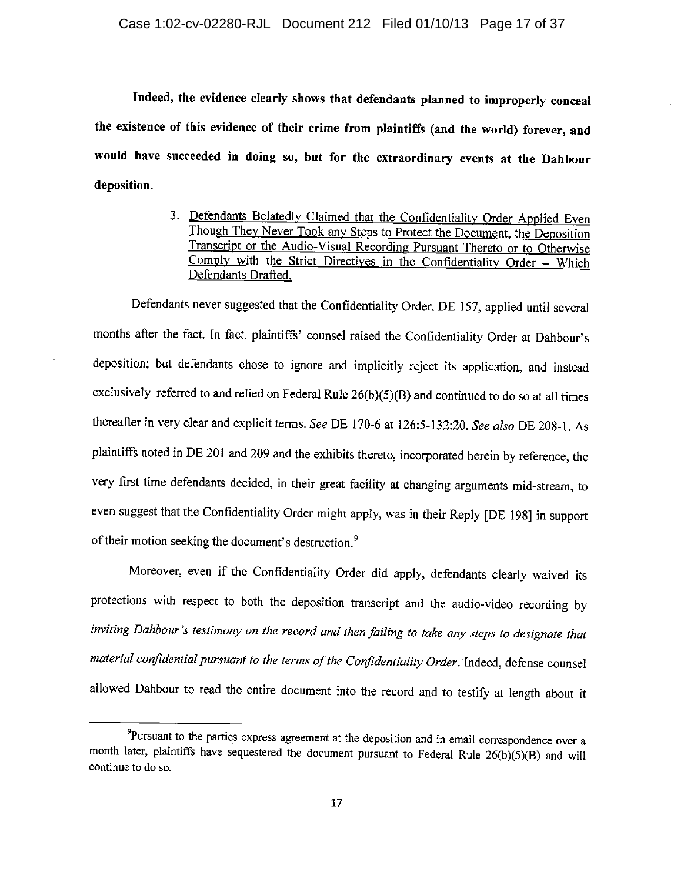**Indeed, the evidence clearly shows that defendants planned to improperly conceal the existence of this evidence of their crime from plaintiffs (and the world) forever, and would have succeeded in doing so, but for the extraordinary events at the Dahbour deposition.**

3. <u>Defendants Belatedly Claimed that the Confidentiality Order Applied Even Though They Never Took any Steps to Protect the Document, the Deposition Transcript or the Audio-Visual Recording Pursuant Thereto or to Otherwise Comply with the Strict Directives in the Confidentiality Order – Which Defendants Drafted.</u>

Defendants never suggested that the Confidentiality Order, DE 157, applied until several months after the fact. In fact, plaintiffs' counsel raised the Confidentiality Order at Dahbour's deposition; but defendants chose to ignore and implicitly reject its application, and instead exclusively referred to and relied on Federal Rule 26(b)(5)(B) and continued to do so at all times thereafter in very clear and explicit terms. *See* DE 170-6 at 126:5-132:20. *See also* DE 208-1. As plaintiffs noted in DE 201 and 209 and the exhibits thereto, incorporated herein by reference, the very first time defendants decided, in their great facility at changing arguments mid-stream, to even suggest that the Confidentiality Order might apply, was in their Reply [DE 198] in support of their motion seeking the document's destruction.[9]

Moreover, even if the Confidentiality Order did apply, defendants clearly waived its protections with respect to both the deposition transcript and the audio-video recording by *inviting Dahbour's testimony on the record and then failing to take any steps to designate that material confidential pursuant to the terms of the Confidentiality Order*. Indeed, defense counsel allowed Dahbour to read the entire document into the record and to testify at length about it

[9] Pursuant to the parties express agreement at the deposition and in email correspondence over a month later, plaintiffs have sequestered the document pursuant to Federal Rule 26(b)(5)(B) and will continue to do so.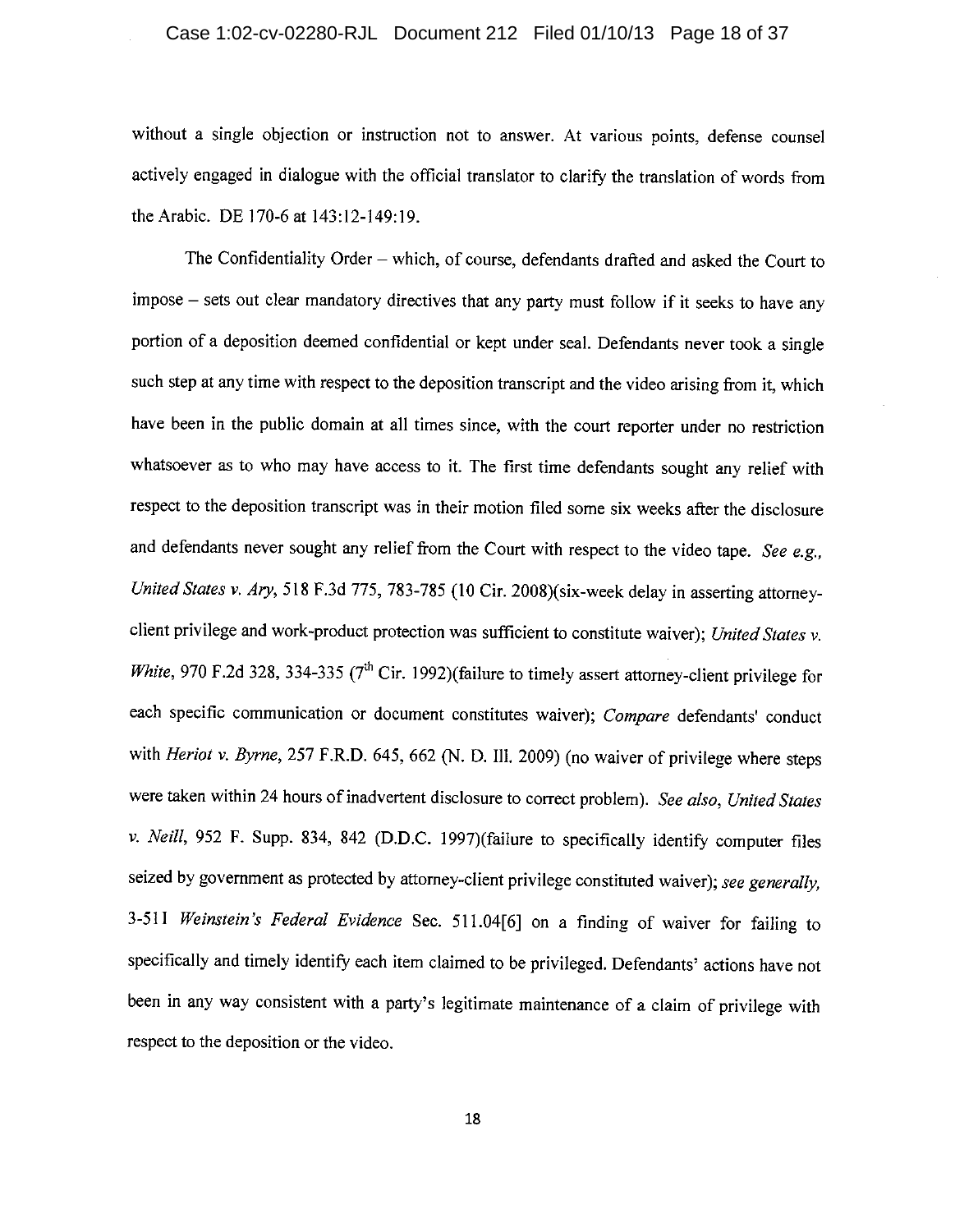without a single objection or instruction not to answer. At various points, defense counsel actively engaged in dialogue with the official translator to clarify the translation of words from the Arabic. DE 170-6 at 143:12-149:19.

The Confidentiality Order – which, of course, defendants drafted and asked the Court to impose – sets out clear mandatory directives that any party must follow if it seeks to have any portion of a deposition deemed confidential or kept under seal. Defendants never took a single such step at any time with respect to the deposition transcript and the video arising from it, which have been in the public domain at all times since, with the court reporter under no restriction whatsoever as to who may have access to it. The first time defendants sought any relief with respect to the deposition transcript was in their motion filed some six weeks after the disclosure and defendants never sought any relief from the Court with respect to the video tape. *See e.g., United States v. Ary*, 518 F.3d 775, 783-785 (10 Cir. 2008)(six-week delay in asserting attorney-client privilege and work-product protection was sufficient to constitute waiver); *United States v. White*, 970 F.2d 328, 334-335 (7th Cir. 1992)(failure to timely assert attorney-client privilege for each specific communication or document constitutes waiver); *Compare* defendants' conduct with *Heriot v. Byrne*, 257 F.R.D. 645, 662 (N. D. Ill. 2009) (no waiver of privilege where steps were taken within 24 hours of inadvertent disclosure to correct problem). *See also*, *United States v. Neill*, 952 F. Supp. 834, 842 (D.D.C. 1997)(failure to specifically identify computer files seized by government as protected by attorney-client privilege constituted waiver); *see generally*, 3-511 *Weinstein's Federal Evidence* Sec. 511.04[6] on a finding of waiver for failing to specifically and timely identify each item claimed to be privileged. Defendants' actions have not been in any way consistent with a party's legitimate maintenance of a claim of privilege with respect to the deposition or the video.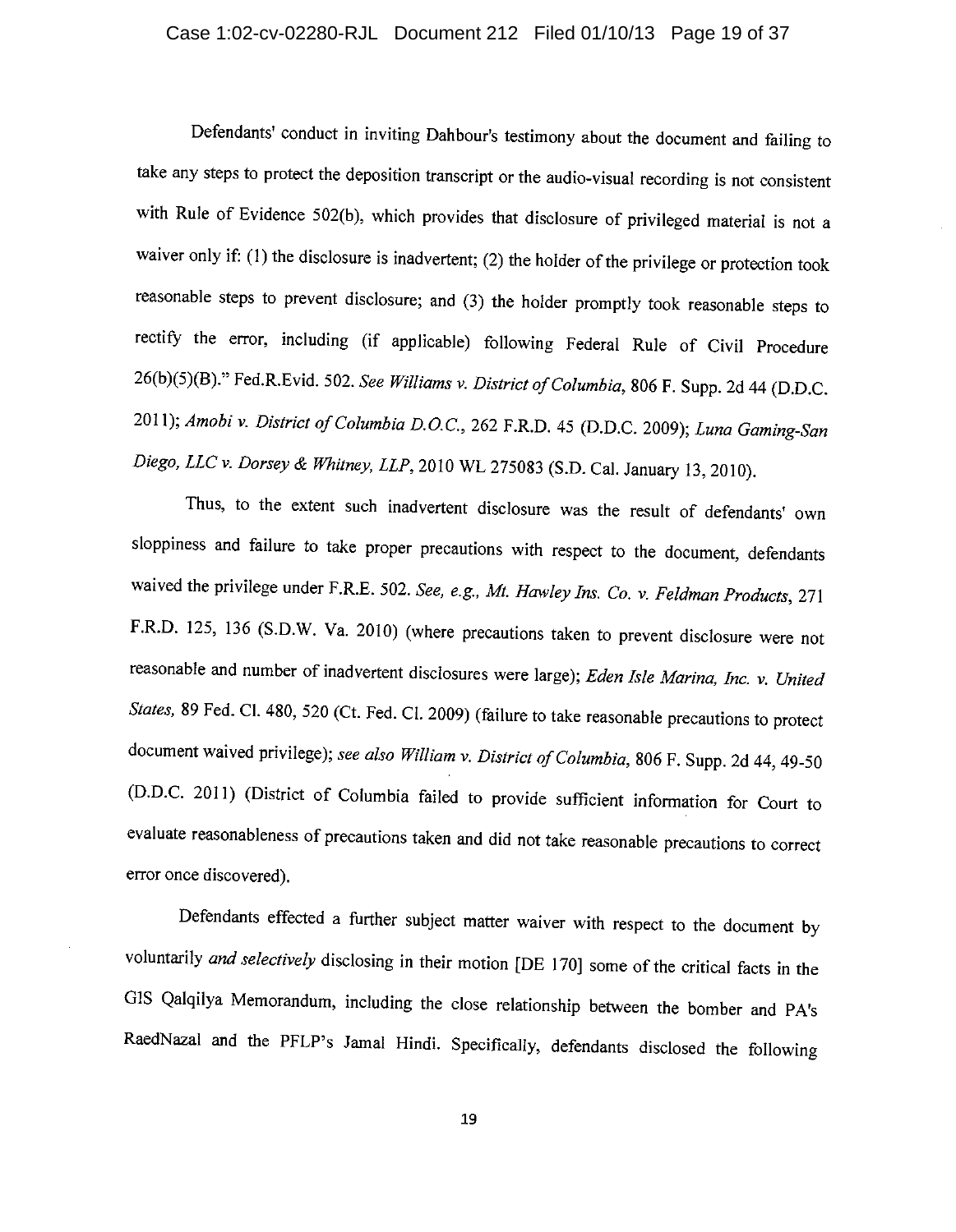Defendants' conduct in inviting Dahbour's testimony about the document and failing to take any steps to protect the deposition transcript or the audio-visual recording is not consistent with Rule of Evidence 502(b), which provides that disclosure of privileged material is not a waiver only if: (1) the disclosure is inadvertent; (2) the holder of the privilege or protection took reasonable steps to prevent disclosure; and (3) the holder promptly took reasonable steps to rectify the error, including (if applicable) following Federal Rule of Civil Procedure 26(b)(5)(B)." Fed.R.Evid. 502. *See Williams v. District of Columbia*, 806 F. Supp. 2d 44 (D.D.C. 2011); *Amobi v. District of Columbia D.O.C.*, 262 F.R.D. 45 (D.D.C. 2009); *Luna Gaming-San Diego, LLC v. Dorsey & Whitney, LLP*, 2010 WL 275083 (S.D. Cal. January 13, 2010).

Thus, to the extent such inadvertent disclosure was the result of defendants' own sloppiness and failure to take proper precautions with respect to the document, defendants waived the privilege under F.R.E. 502. *See, e.g., Mt. Hawley Ins. Co. v. Feldman Products*, 271 F.R.D. 125, 136 (S.D.W. Va. 2010) (where precautions taken to prevent disclosure were not reasonable and number of inadvertent disclosures were large); *Eden Isle Marina, Inc. v. United States*, 89 Fed. Cl. 480, 520 (Ct. Fed. Cl. 2009) (failure to take reasonable precautions to protect document waived privilege); *see also William v. District of Columbia*, 806 F. Supp. 2d 44, 49-50 (D.D.C. 2011) (District of Columbia failed to provide sufficient information for Court to evaluate reasonableness of precautions taken and did not take reasonable precautions to correct error once discovered).

Defendants effected a further subject matter waiver with respect to the document by voluntarily *and selectively* disclosing in their motion [DE 170] some of the critical facts in the GIS Qalqilya Memorandum, including the close relationship between the bomber and PA's RaedNazal and the PFLP's Jamal Hindi. Specifically, defendants disclosed the following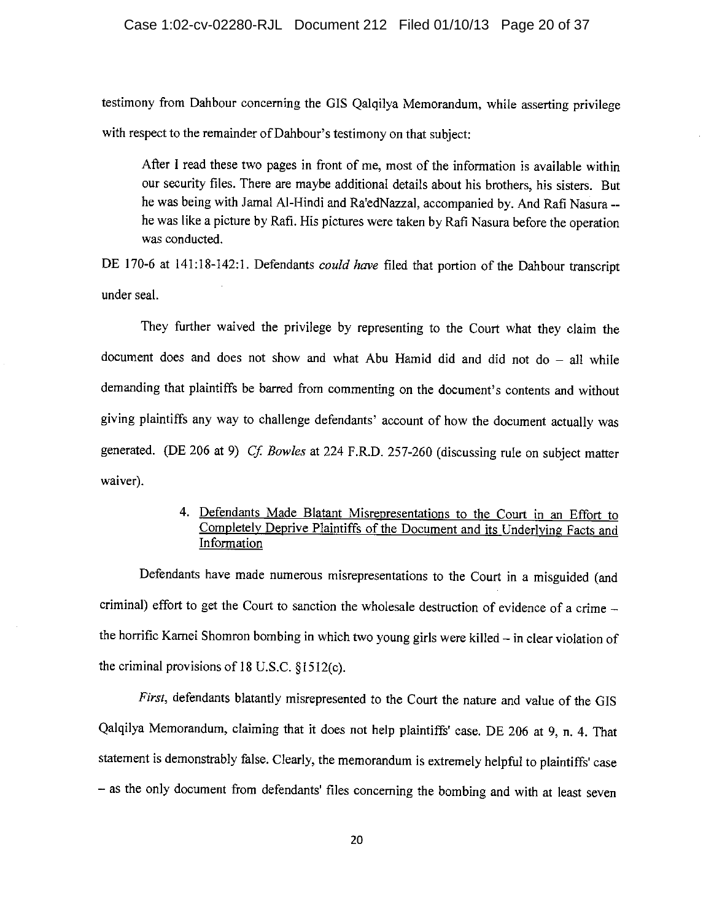testimony from Dahbour concerning the GIS Qalqilya Memorandum, while asserting privilege with respect to the remainder of Dahbour's testimony on that subject:

> After I read these two pages in front of me, most of the information is available within our security files. There are maybe additional details about his brothers, his sisters. But he was being with Jamal Al-Hindi and Ra'edNazzal, accompanied by. And Rafi Nasura -- he was like a picture by Rafi. His pictures were taken by Rafi Nasura before the operation was conducted.

DE 170-6 at 141:18-142:1. Defendants *could have* filed that portion of the Dahbour transcript under seal.

They further waived the privilege by representing to the Court what they claim the document does and does not show and what Abu Hamid did and did not do – all while demanding that plaintiffs be barred from commenting on the document's contents and without giving plaintiffs any way to challenge defendants' account of how the document actually was generated. (DE 206 at 9) *Cf. Bowles* at 224 F.R.D. 257-260 (discussing rule on subject matter waiver).

4. Defendants Made Blatant Misrepresentations to the Court in an Effort to Completely Deprive Plaintiffs of the Document and its Underlying Facts and Information

Defendants have made numerous misrepresentations to the Court in a misguided (and criminal) effort to get the Court to sanction the wholesale destruction of evidence of a crime – the horrific Karnei Shomron bombing in which two young girls were killed – in clear violation of the criminal provisions of 18 U.S.C. §1512(c).

*First*, defendants blatantly misrepresented to the Court the nature and value of the GIS Qalqilya Memorandum, claiming that it does not help plaintiffs' case. DE 206 at 9, n. 4. That statement is demonstrably false. Clearly, the memorandum is extremely helpful to plaintiffs' case – as the only document from defendants' files concerning the bombing and with at least seven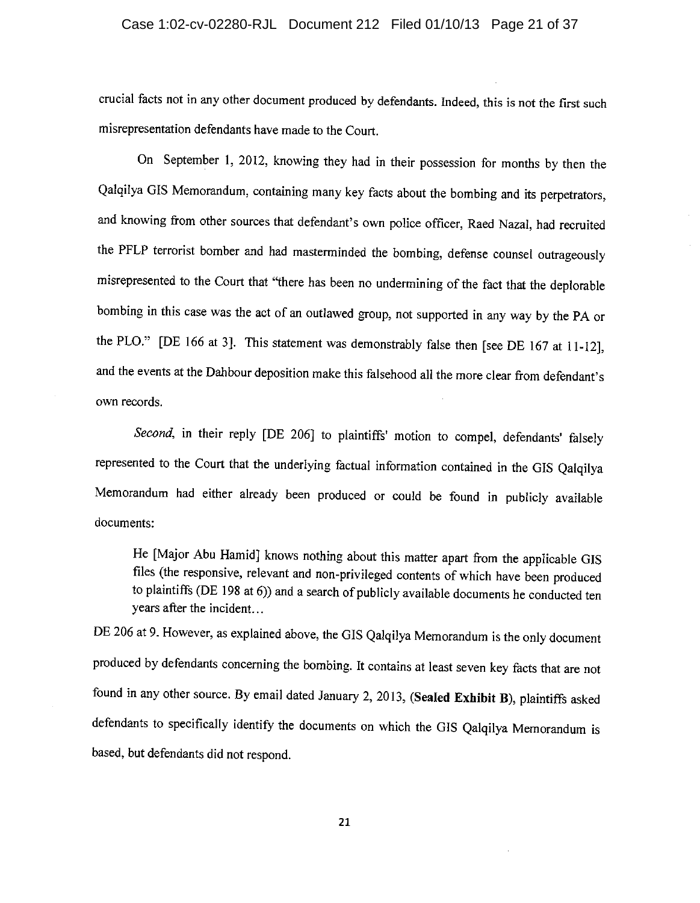crucial facts not in any other document produced by defendants. Indeed, this is not the first such misrepresentation defendants have made to the Court.

On September 1, 2012, knowing they had in their possession for months by then the Qalqilya GIS Memorandum, containing many key facts about the bombing and its perpetrators, and knowing from other sources that defendant's own police officer, Raed Nazal, had recruited the PFLP terrorist bomber and had masterminded the bombing, defense counsel outrageously misrepresented to the Court that "there has been no undermining of the fact that the deplorable bombing in this case was the act of an outlawed group, not supported in any way by the PA or the PLO." [DE 166 at 3]. This statement was demonstrably false then [see DE 167 at 11-12], and the events at the Dahbour deposition make this falsehood all the more clear from defendant's own records.

*Second*, in their reply [DE 206] to plaintiffs' motion to compel, defendants' falsely represented to the Court that the underlying factual information contained in the GIS Qalqilya Memorandum had either already been produced or could be found in publicly available documents:

> He [Major Abu Hamid] knows nothing about this matter apart from the applicable GIS files (the responsive, relevant and non-privileged contents of which have been produced to plaintiffs (DE 198 at 6)) and a search of publicly available documents he conducted ten years after the incident…

DE 206 at 9. However, as explained above, the GIS Qalqilya Memorandum is the only document produced by defendants concerning the bombing. It contains at least seven key facts that are not found in any other source. By email dated January 2, 2013, (**Sealed Exhibit B**), plaintiffs asked defendants to specifically identify the documents on which the GIS Qalqilya Memorandum is based, but defendants did not respond.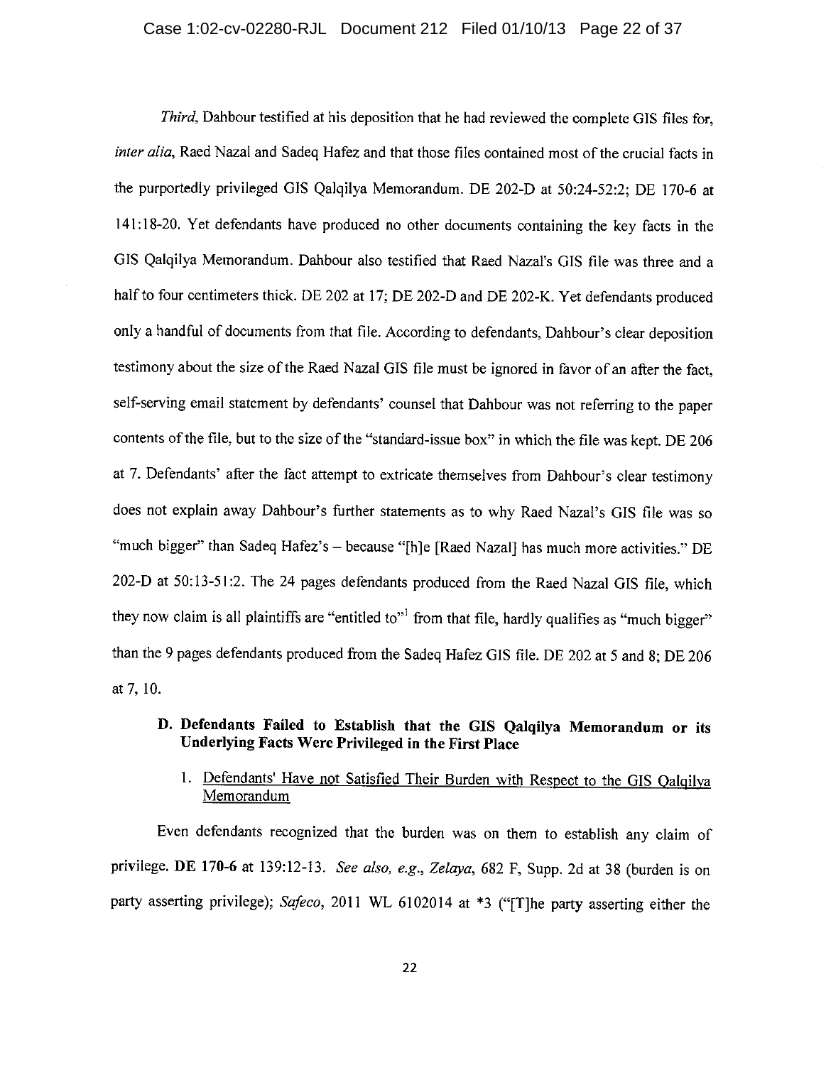*Third*, Dahbour testified at his deposition that he had reviewed the complete GIS files for, *inter alia*, Raed Nazal and Sadeq Hafez and that those files contained most of the crucial facts in the purportedly privileged GIS Qalqilya Memorandum. DE 202-D at 50:24-52:2; DE 170-6 at 141:18-20. Yet defendants have produced no other documents containing the key facts in the GIS Qalqilya Memorandum. Dahbour also testified that Raed Nazal's GIS file was three and a half to four centimeters thick. DE 202 at 17; DE 202-D and DE 202-K. Yet defendants produced only a handful of documents from that file. According to defendants, Dahbour's clear deposition testimony about the size of the Raed Nazal GIS file must be ignored in favor of an after the fact, self-serving email statement by defendants' counsel that Dahbour was not referring to the paper contents of the file, but to the size of the "standard-issue box" in which the file was kept. DE 206 at 7. Defendants' after the fact attempt to extricate themselves from Dahbour's clear testimony does not explain away Dahbour's further statements as to why Raed Nazal's GIS file was so "much bigger" than Sadeq Hafez's – because "[h]e [Raed Nazal] has much more activities." DE 202-D at 50:13-51:2. The 24 pages defendants produced from the Raed Nazal GIS file, which they now claim is all plaintiffs are "entitled to"[1] from that file, hardly qualifies as "much bigger" than the 9 pages defendants produced from the Sadeq Hafez GIS file. DE 202 at 5 and 8; DE 206 at 7, 10.

### D. Defendants Failed to Establish that the GIS Qalqilya Memorandum or its Underlying Facts Were Privileged in the First Place

#### 1. Defendants' Have not Satisfied Their Burden with Respect to the GIS Qalqilya Memorandum

Even defendants recognized that the burden was on them to establish any claim of privilege. **DE 170-6** at 139:12-13. *See also, e.g.*, *Zelaya*, 682 F, Supp. 2d at 38 (burden is on party asserting privilege); *Safeco*, 2011 WL 6102014 at \*3 ("[T]he party asserting either the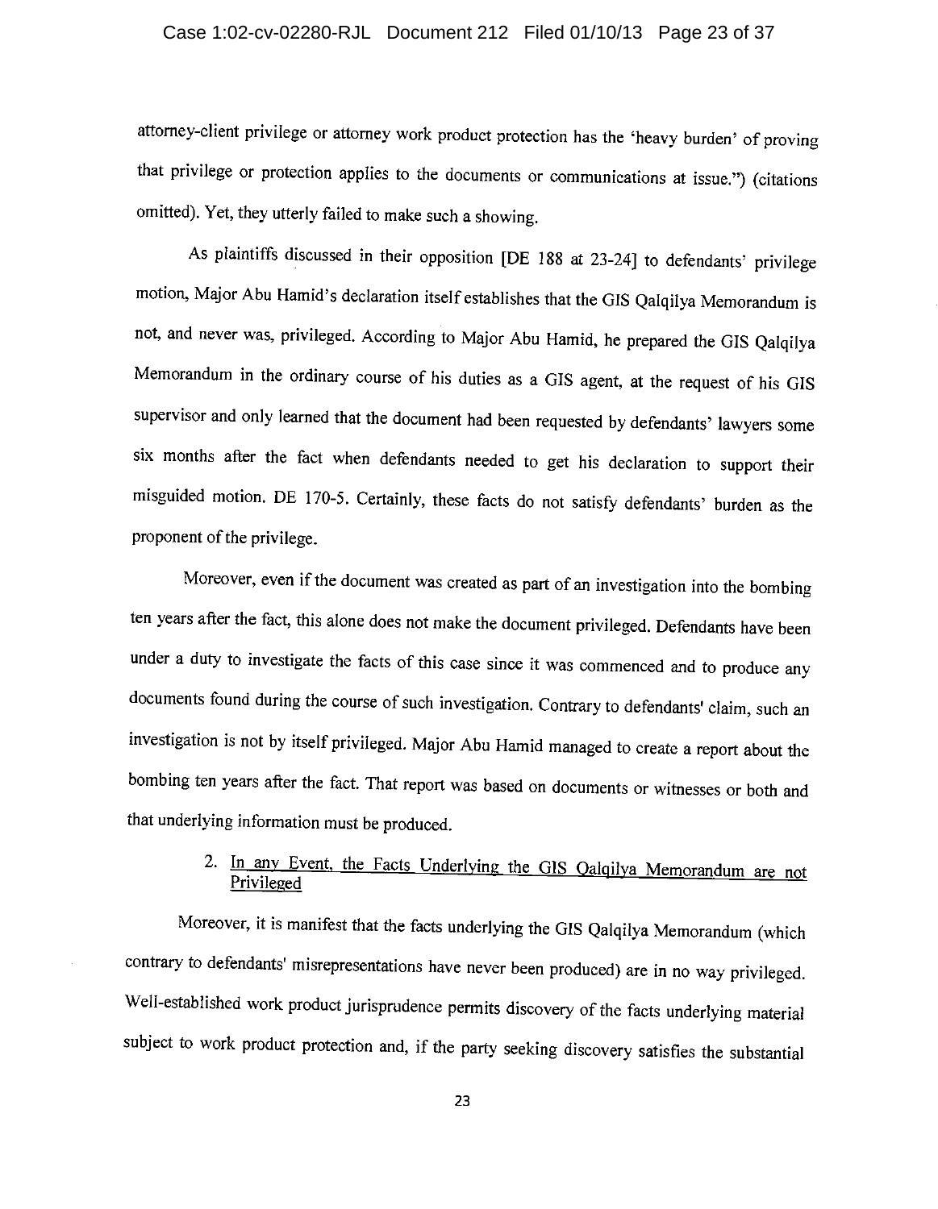attorney-client privilege or attorney work product protection has the 'heavy burden' of proving that privilege or protection applies to the documents or communications at issue.") (citations omitted). Yet, they utterly failed to make such a showing.

As plaintiffs discussed in their opposition [DE 188 at 23-24] to defendants' privilege motion, Major Abu Hamid's declaration itself establishes that the GIS Qalqilya Memorandum is not, and never was, privileged. According to Major Abu Hamid, he prepared the GIS Qalqilya Memorandum in the ordinary course of his duties as a GIS agent, at the request of his GIS supervisor and only learned that the document had been requested by defendants' lawyers some six months after the fact when defendants needed to get his declaration to support their misguided motion. DE 170-5. Certainly, these facts do not satisfy defendants' burden as the proponent of the privilege.

Moreover, even if the document was created as part of an investigation into the bombing ten years after the fact, this alone does not make the document privileged. Defendants have been under a duty to investigate the facts of this case since it was commenced and to produce any documents found during the course of such investigation. Contrary to defendants' claim, such an investigation is not by itself privileged. Major Abu Hamid managed to create a report about the bombing ten years after the fact. That report was based on documents or witnesses or both and that underlying information must be produced.

2. <u>In any Event, the Facts Underlying the GIS Qalqilya Memorandum are not Privileged</u>

Moreover, it is manifest that the facts underlying the GIS Qalqilya Memorandum (which contrary to defendants' misrepresentations have never been produced) are in no way privileged. Well-established work product jurisprudence permits discovery of the facts underlying material subject to work product protection and, if the party seeking discovery satisfies the substantial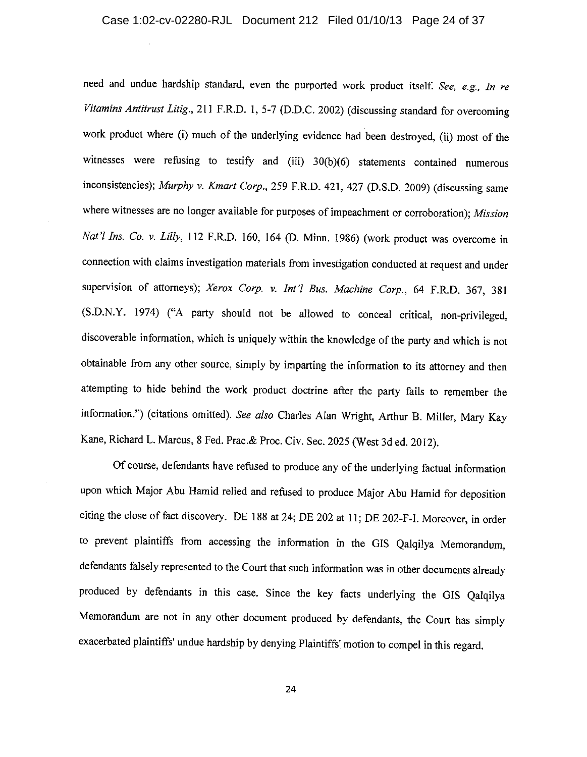need and undue hardship standard, even the purported work product itself. *See, e.g., In re Vitamins Antitrust Litig.*, 211 F.R.D. 1, 5-7 (D.D.C. 2002) (discussing standard for overcoming work product where (i) much of the underlying evidence had been destroyed, (ii) most of the witnesses were refusing to testify and (iii) 30(b)(6) statements contained numerous inconsistencies); *Murphy v. Kmart Corp.*, 259 F.R.D. 421, 427 (D.S.D. 2009) (discussing same where witnesses are no longer available for purposes of impeachment or corroboration); *Mission Nat'l Ins. Co. v. Lilly*, 112 F.R.D. 160, 164 (D. Minn. 1986) (work product was overcome in connection with claims investigation materials from investigation conducted at request and under supervision of attorneys); *Xerox Corp. v. Int'l Bus. Machine Corp.*, 64 F.R.D. 367, 381 (S.D.N.Y. 1974) ("A party should not be allowed to conceal critical, non-privileged, discoverable information, which is uniquely within the knowledge of the party and which is not obtainable from any other source, simply by imparting the information to its attorney and then attempting to hide behind the work product doctrine after the party fails to remember the information.") (citations omitted). *See also* Charles Alan Wright, Arthur B. Miller, Mary Kay Kane, Richard L. Marcus, 8 Fed. Prac.& Proc. Civ. Sec. 2025 (West 3d ed. 2012).

Of course, defendants have refused to produce any of the underlying factual information upon which Major Abu Hamid relied and refused to produce Major Abu Hamid for deposition citing the close of fact discovery. DE 188 at 24; DE 202 at 11; DE 202-F-1. Moreover, in order to prevent plaintiffs from accessing the information in the GIS Qalqilya Memorandum, defendants falsely represented to the Court that such information was in other documents already produced by defendants in this case. Since the key facts underlying the GIS Qalqilya Memorandum are not in any other document produced by defendants, the Court has simply exacerbated plaintiffs' undue hardship by denying Plaintiffs' motion to compel in this regard.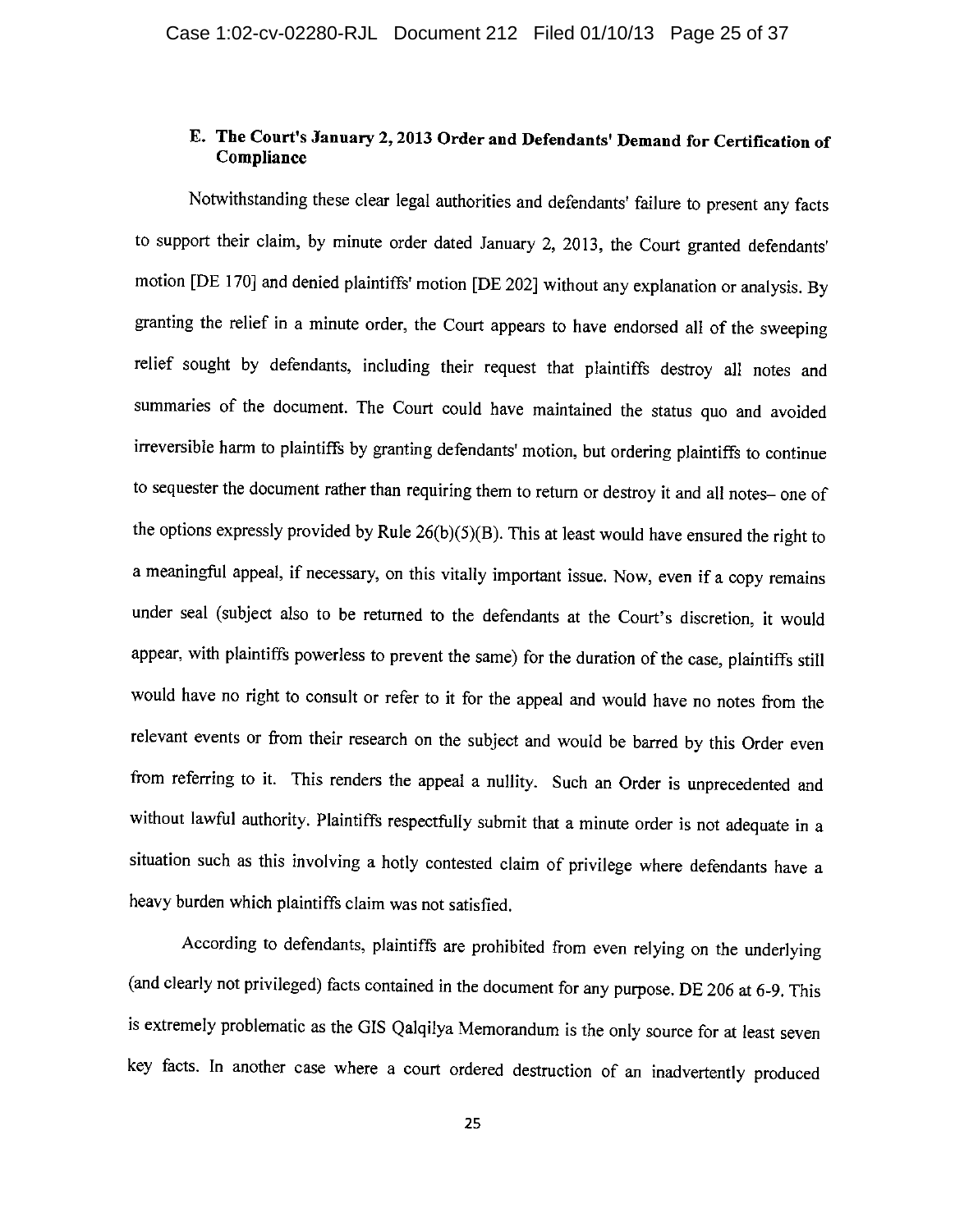### E. The Court's January 2, 2013 Order and Defendants' Demand for Certification of Compliance

Notwithstanding these clear legal authorities and defendants' failure to present any facts to support their claim, by minute order dated January 2, 2013, the Court granted defendants' motion [DE 170] and denied plaintiffs' motion [DE 202] without any explanation or analysis. By granting the relief in a minute order, the Court appears to have endorsed all of the sweeping relief sought by defendants, including their request that plaintiffs destroy all notes and summaries of the document. The Court could have maintained the status quo and avoided irreversible harm to plaintiffs by granting defendants' motion, but ordering plaintiffs to continue to sequester the document rather than requiring them to return or destroy it and all notes– one of the options expressly provided by Rule 26(b)(5)(B). This at least would have ensured the right to a meaningful appeal, if necessary, on this vitally important issue. Now, even if a copy remains under seal (subject also to be returned to the defendants at the Court's discretion, it would appear, with plaintiffs powerless to prevent the same) for the duration of the case, plaintiffs still would have no right to consult or refer to it for the appeal and would have no notes from the relevant events or from their research on the subject and would be barred by this Order even from referring to it. This renders the appeal a nullity. Such an Order is unprecedented and without lawful authority. Plaintiffs respectfully submit that a minute order is not adequate in a situation such as this involving a hotly contested claim of privilege where defendants have a heavy burden which plaintiffs claim was not satisfied.

According to defendants, plaintiffs are prohibited from even relying on the underlying (and clearly not privileged) facts contained in the document for any purpose. DE 206 at 6-9. This is extremely problematic as the GIS Qalqilya Memorandum is the only source for at least seven key facts. In another case where a court ordered destruction of an inadvertently produced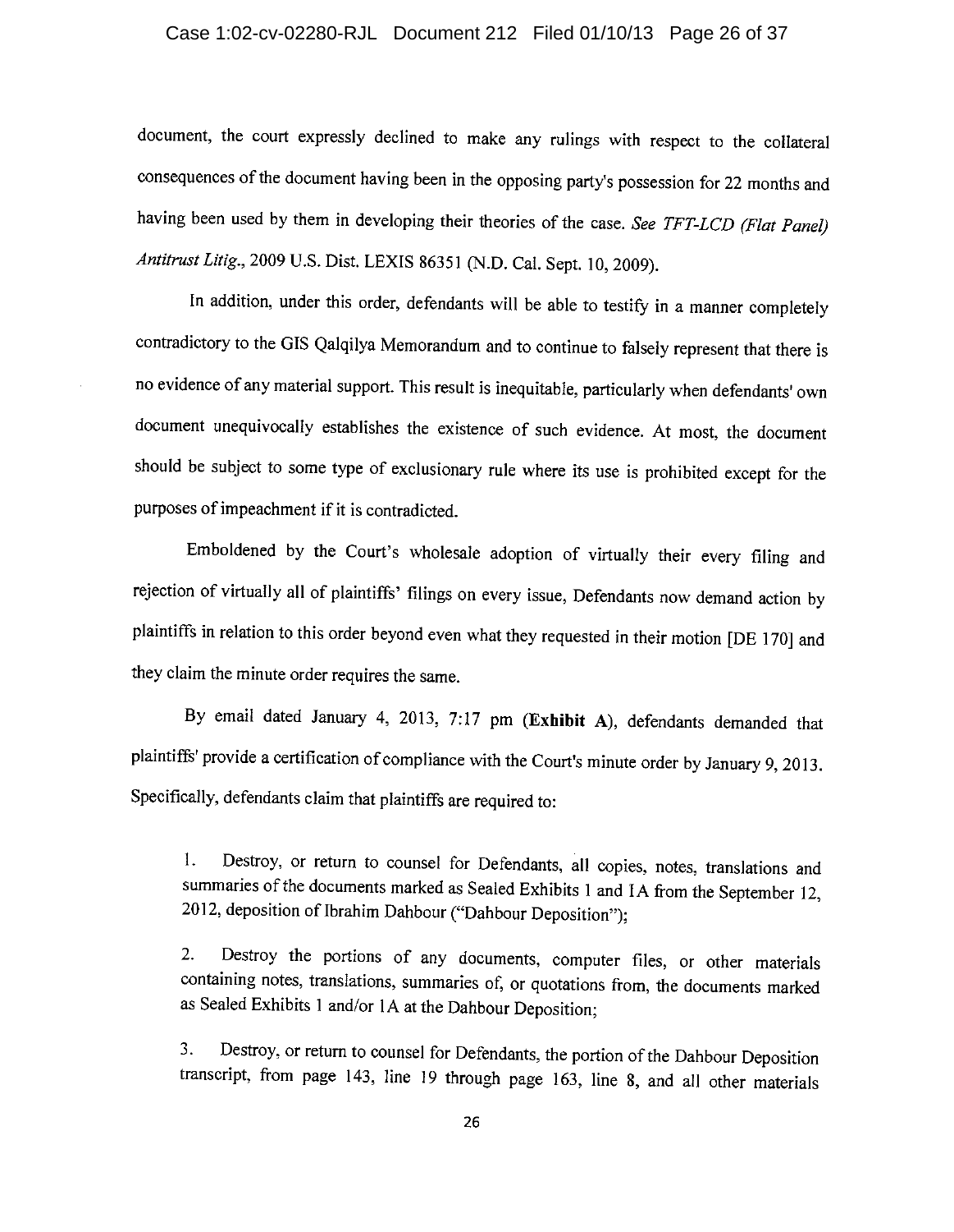document, the court expressly declined to make any rulings with respect to the collateral consequences of the document having been in the opposing party's possession for 22 months and having been used by them in developing their theories of the case. *See TFT-LCD (Flat Panel) Antitrust Litig.*, 2009 U.S. Dist. LEXIS 86351 (N.D. Cal. Sept. 10, 2009).

In addition, under this order, defendants will be able to testify in a manner completely contradictory to the GIS Qalqilya Memorandum and to continue to falsely represent that there is no evidence of any material support. This result is inequitable, particularly when defendants' own document unequivocally establishes the existence of such evidence. At most, the document should be subject to some type of exclusionary rule where its use is prohibited except for the purposes of impeachment if it is contradicted.

Emboldened by the Court's wholesale adoption of virtually their every filing and rejection of virtually all of plaintiffs' filings on every issue, Defendants now demand action by plaintiffs in relation to this order beyond even what they requested in their motion [DE 170] and they claim the minute order requires the same.

By email dated January 4, 2013, 7:17 pm (**Exhibit A**), defendants demanded that plaintiffs' provide a certification of compliance with the Court's minute order by January 9, 2013. Specifically, defendants claim that plaintiffs are required to:

> 1. Destroy, or return to counsel for Defendants, all copies, notes, translations and summaries of the documents marked as Sealed Exhibits 1 and 1A from the September 12, 2012, deposition of Ibrahim Dahbour ("Dahbour Deposition");
>
> 2. Destroy the portions of any documents, computer files, or other materials containing notes, translations, summaries of, or quotations from, the documents marked as Sealed Exhibits 1 and/or 1A at the Dahbour Deposition;
>
> 3. Destroy, or return to counsel for Defendants, the portion of the Dahbour Deposition transcript, from page 143, line 19 through page 163, line 8, and all other materials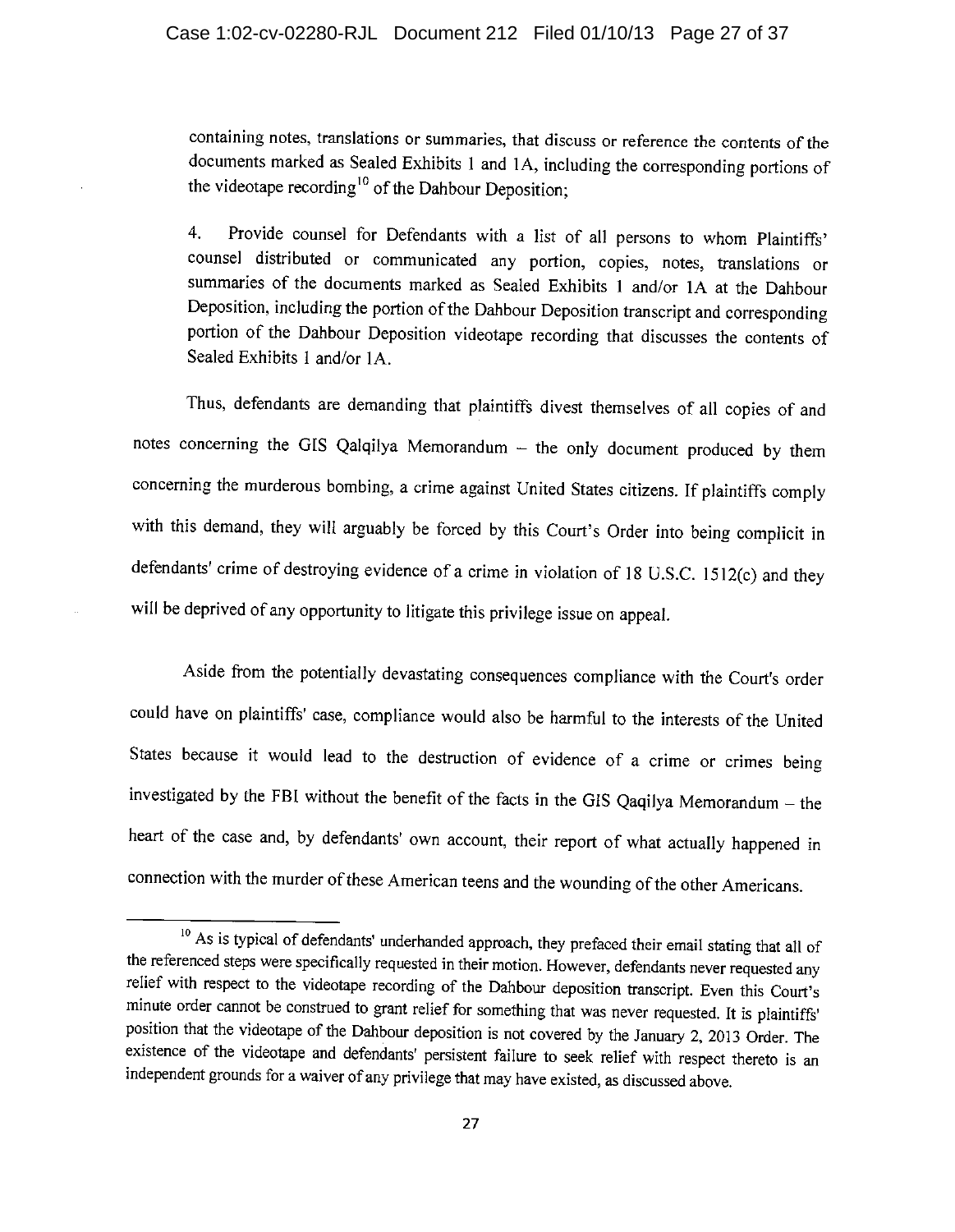containing notes, translations or summaries, that discuss or reference the contents of the documents marked as Sealed Exhibits 1 and 1A, including the corresponding portions of the videotape recording[10] of the Dahbour Deposition;

4. Provide counsel for Defendants with a list of all persons to whom Plaintiffs' counsel distributed or communicated any portion, copies, notes, translations or summaries of the documents marked as Sealed Exhibits 1 and/or 1A at the Dahbour Deposition, including the portion of the Dahbour Deposition transcript and corresponding portion of the Dahbour Deposition videotape recording that discusses the contents of Sealed Exhibits 1 and/or 1A.

Thus, defendants are demanding that plaintiffs divest themselves of all copies of and notes concerning the GIS Qalqilya Memorandum – the only document produced by them concerning the murderous bombing, a crime against United States citizens. If plaintiffs comply with this demand, they will arguably be forced by this Court's Order into being complicit in defendants' crime of destroying evidence of a crime in violation of 18 U.S.C. 1512(c) and they will be deprived of any opportunity to litigate this privilege issue on appeal.

Aside from the potentially devastating consequences compliance with the Court's order could have on plaintiffs' case, compliance would also be harmful to the interests of the United States because it would lead to the destruction of evidence of a crime or crimes being investigated by the FBI without the benefit of the facts in the GIS Qaqilya Memorandum – the heart of the case and, by defendants' own account, their report of what actually happened in connection with the murder of these American teens and the wounding of the other Americans.

---

[10] As is typical of defendants' underhanded approach, they prefaced their email stating that all of the referenced steps were specifically requested in their motion. However, defendants never requested any relief with respect to the videotape recording of the Dahbour deposition transcript. Even this Court's minute order cannot be construed to grant relief for something that was never requested. It is plaintiffs' position that the videotape of the Dahbour deposition is not covered by the January 2, 2013 Order. The existence of the videotape and defendants' persistent failure to seek relief with respect thereto is an independent grounds for a waiver of any privilege that may have existed, as discussed above.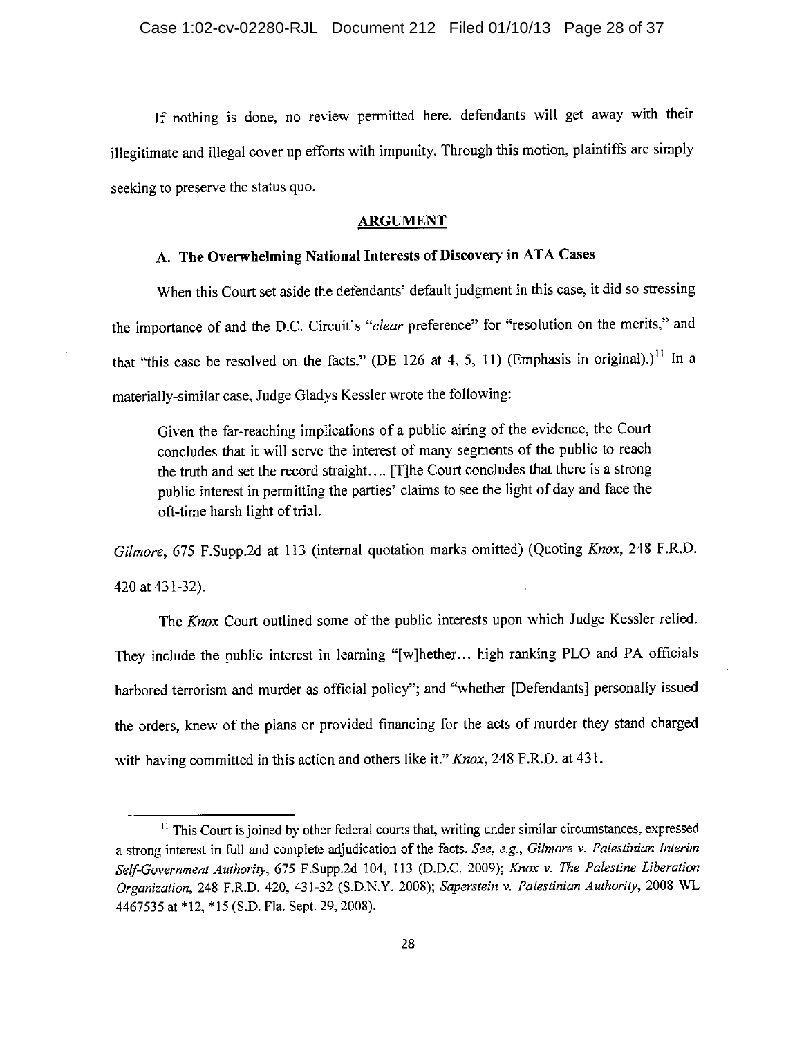If nothing is done, no review permitted here, defendants will get away with their illegitimate and illegal cover up efforts with impunity. Through this motion, plaintiffs are simply seeking to preserve the status quo.

## ARGUMENT

### A. The Overwhelming National Interests of Discovery in ATA Cases

When this Court set aside the defendants' default judgment in this case, it did so stressing the importance of and the D.C. Circuit's "*clear* preference" for "resolution on the merits," and that "this case be resolved on the facts." (DE 126 at 4, 5, 11) (Emphasis in original).)[11] In a materially-similar case, Judge Gladys Kessler wrote the following:

> Given the far-reaching implications of a public airing of the evidence, the Court concludes that it will serve the interest of many segments of the public to reach the truth and set the record straight.... [T]he Court concludes that there is a strong public interest in permitting the parties' claims to see the light of day and face the oft-time harsh light of trial.

*Gilmore*, 675 F.Supp.2d at 113 (internal quotation marks omitted) (Quoting *Knox*, 248 F.R.D. 420 at 431-32).

The *Knox* Court outlined some of the public interests upon which Judge Kessler relied. They include the public interest in learning "[w]hether... high ranking PLO and PA officials harbored terrorism and murder as official policy"; and "whether [Defendants] personally issued the orders, knew of the plans or provided financing for the acts of murder they stand charged with having committed in this action and others like it." *Knox*, 248 F.R.D. at 431.

---

[11] This Court is joined by other federal courts that, writing under similar circumstances, expressed a strong interest in full and complete adjudication of the facts. *See, e.g., Gilmore v. Palestinian Interim Self-Government Authority*, 675 F.Supp.2d 104, 113 (D.D.C. 2009); *Knox v. The Palestine Liberation Organization*, 248 F.R.D. 420, 431-32 (S.D.N.Y. 2008); *Saperstein v. Palestinian Authority*, 2008 WL 4467535 at *12, *15 (S.D. Fla. Sept. 29, 2008).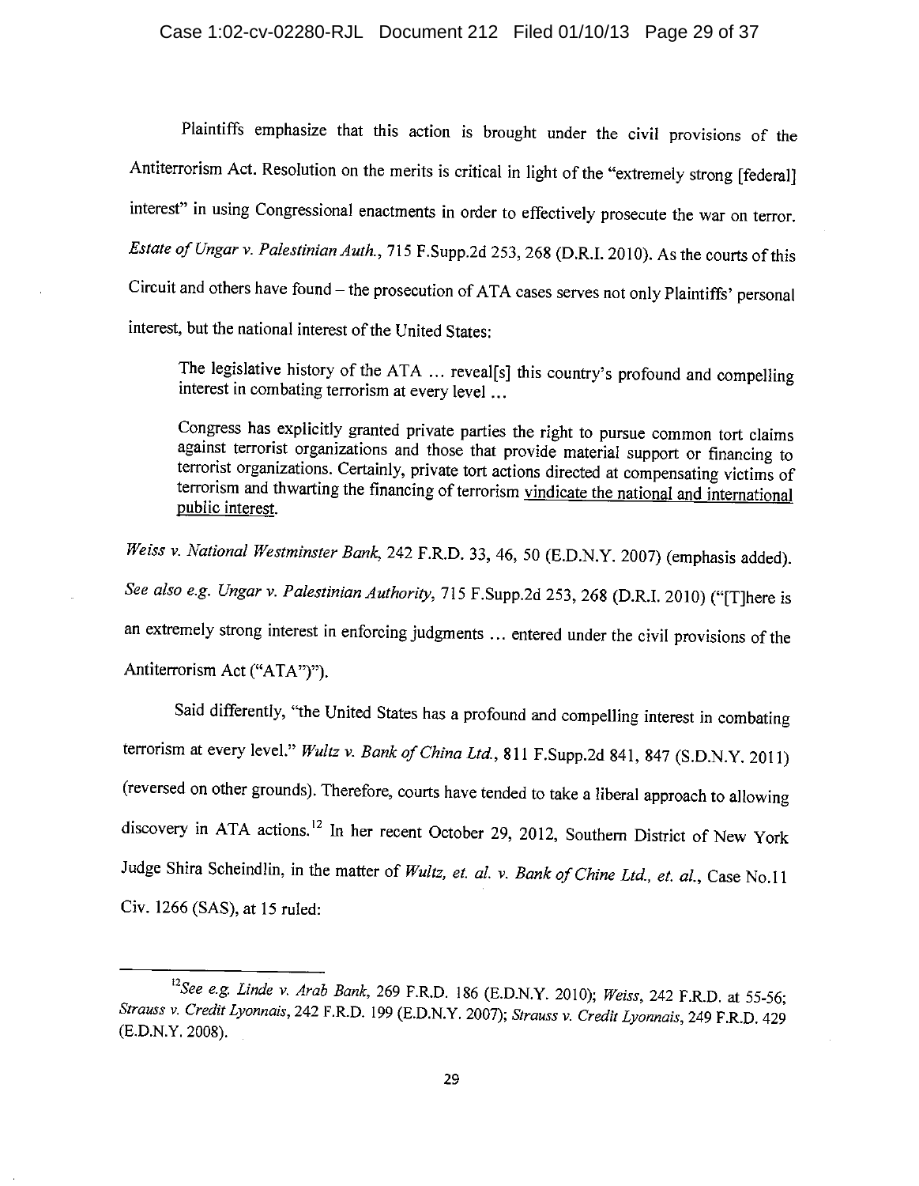Plaintiffs emphasize that this action is brought under the civil provisions of the Antiterrorism Act. Resolution on the merits is critical in light of the "extremely strong [federal] interest" in using Congressional enactments in order to effectively prosecute the war on terror. *Estate of Ungar v. Palestinian Auth.*, 715 F.Supp.2d 253, 268 (D.R.I. 2010). As the courts of this Circuit and others have found – the prosecution of ATA cases serves not only Plaintiffs' personal interest, but the national interest of the United States:

> The legislative history of the ATA … reveal[s] this country's profound and compelling interest in combating terrorism at every level …
>
> Congress has explicitly granted private parties the right to pursue common tort claims against terrorist organizations and those that provide material support or financing to terrorist organizations. Certainly, private tort actions directed at compensating victims of terrorism and thwarting the financing of terrorism <u>vindicate the national and international public interest</u>.

*Weiss v. National Westminster Bank*, 242 F.R.D. 33, 46, 50 (E.D.N.Y. 2007) (emphasis added). *See also e.g. Ungar v. Palestinian Authority*, 715 F.Supp.2d 253, 268 (D.R.I. 2010) ("[T]here is an extremely strong interest in enforcing judgments … entered under the civil provisions of the Antiterrorism Act ("ATA")").

Said differently, "the United States has a profound and compelling interest in combating terrorism at every level." *Wultz v. Bank of China Ltd.*, 811 F.Supp.2d 841, 847 (S.D.N.Y. 2011) (reversed on other grounds). Therefore, courts have tended to take a liberal approach to allowing discovery in ATA actions.[12] In her recent October 29, 2012, Southern District of New York Judge Shira Scheindlin, in the matter of *Wultz, et. al. v. Bank of Chine Ltd., et. al.*, Case No.11 Civ. 1266 (SAS), at 15 ruled:

---

[12] *See e.g. Linde v. Arab Bank*, 269 F.R.D. 186 (E.D.N.Y. 2010); *Weiss*, 242 F.R.D. at 55-56; *Strauss v. Credit Lyonnais*, 242 F.R.D. 199 (E.D.N.Y. 2007); *Strauss v. Credit Lyonnais*, 249 F.R.D. 429 (E.D.N.Y. 2008).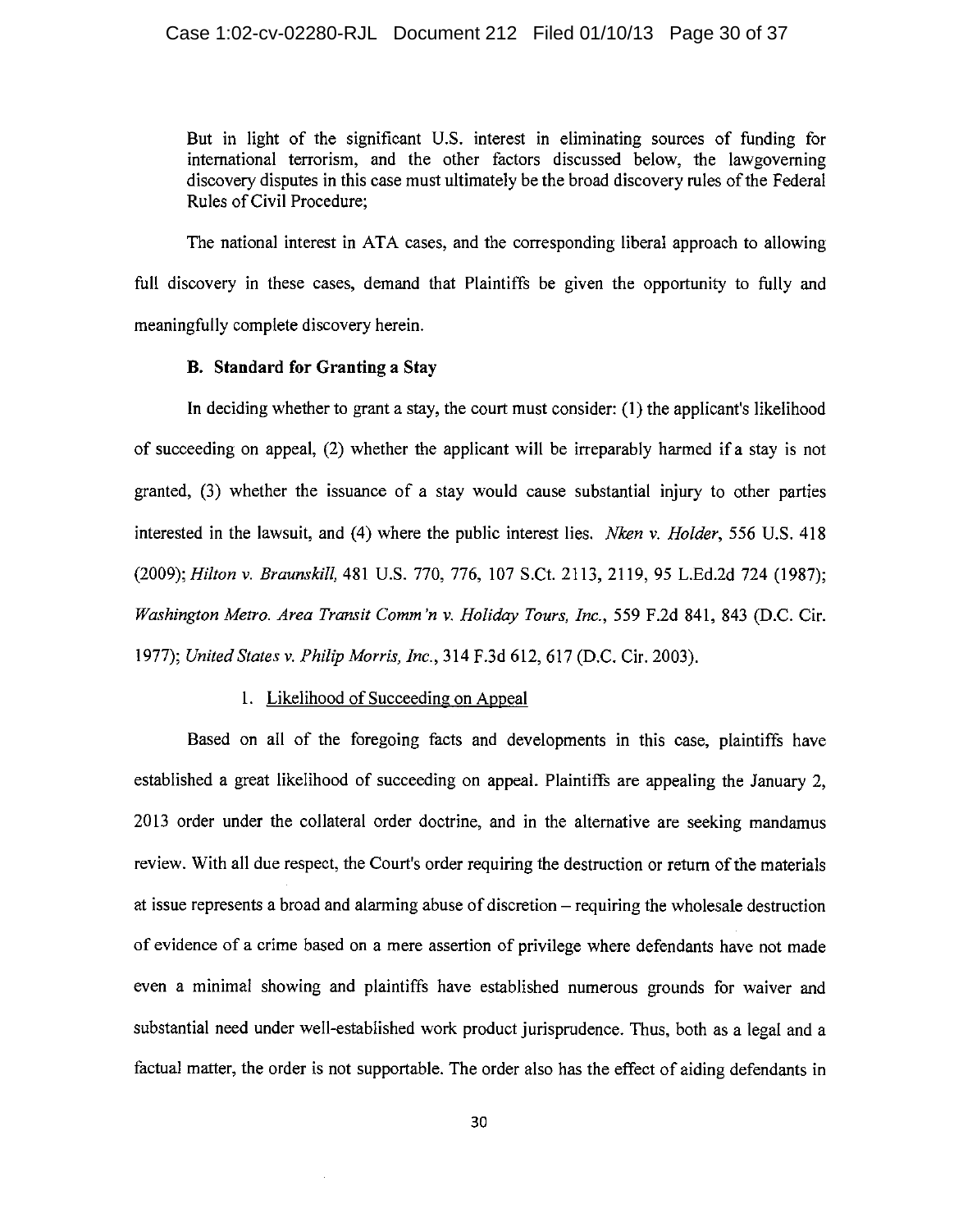But in light of the significant U.S. interest in eliminating sources of funding for international terrorism, and the other factors discussed below, the lawgoverning discovery disputes in this case must ultimately be the broad discovery rules of the Federal Rules of Civil Procedure;

The national interest in ATA cases, and the corresponding liberal approach to allowing full discovery in these cases, demand that Plaintiffs be given the opportunity to fully and meaningfully complete discovery herein.

**B. Standard for Granting a Stay**

In deciding whether to grant a stay, the court must consider: (1) the applicant's likelihood of succeeding on appeal, (2) whether the applicant will be irreparably harmed if a stay is not granted, (3) whether the issuance of a stay would cause substantial injury to other parties interested in the lawsuit, and (4) where the public interest lies. *Nken v. Holder*, 556 U.S. 418 (2009); *Hilton v. Braunskill*, 481 U.S. 770, 776, 107 S.Ct. 2113, 2119, 95 L.Ed.2d 724 (1987); *Washington Metro. Area Transit Comm'n v. Holiday Tours, Inc.*, 559 F.2d 841, 843 (D.C. Cir. 1977); *United States v. Philip Morris, Inc.*, 314 F.3d 612, 617 (D.C. Cir. 2003).

1. Likelihood of Succeeding on Appeal

Based on all of the foregoing facts and developments in this case, plaintiffs have established a great likelihood of succeeding on appeal. Plaintiffs are appealing the January 2, 2013 order under the collateral order doctrine, and in the alternative are seeking mandamus review. With all due respect, the Court's order requiring the destruction or return of the materials at issue represents a broad and alarming abuse of discretion – requiring the wholesale destruction of evidence of a crime based on a mere assertion of privilege where defendants have not made even a minimal showing and plaintiffs have established numerous grounds for waiver and substantial need under well-established work product jurisprudence. Thus, both as a legal and a factual matter, the order is not supportable. The order also has the effect of aiding defendants in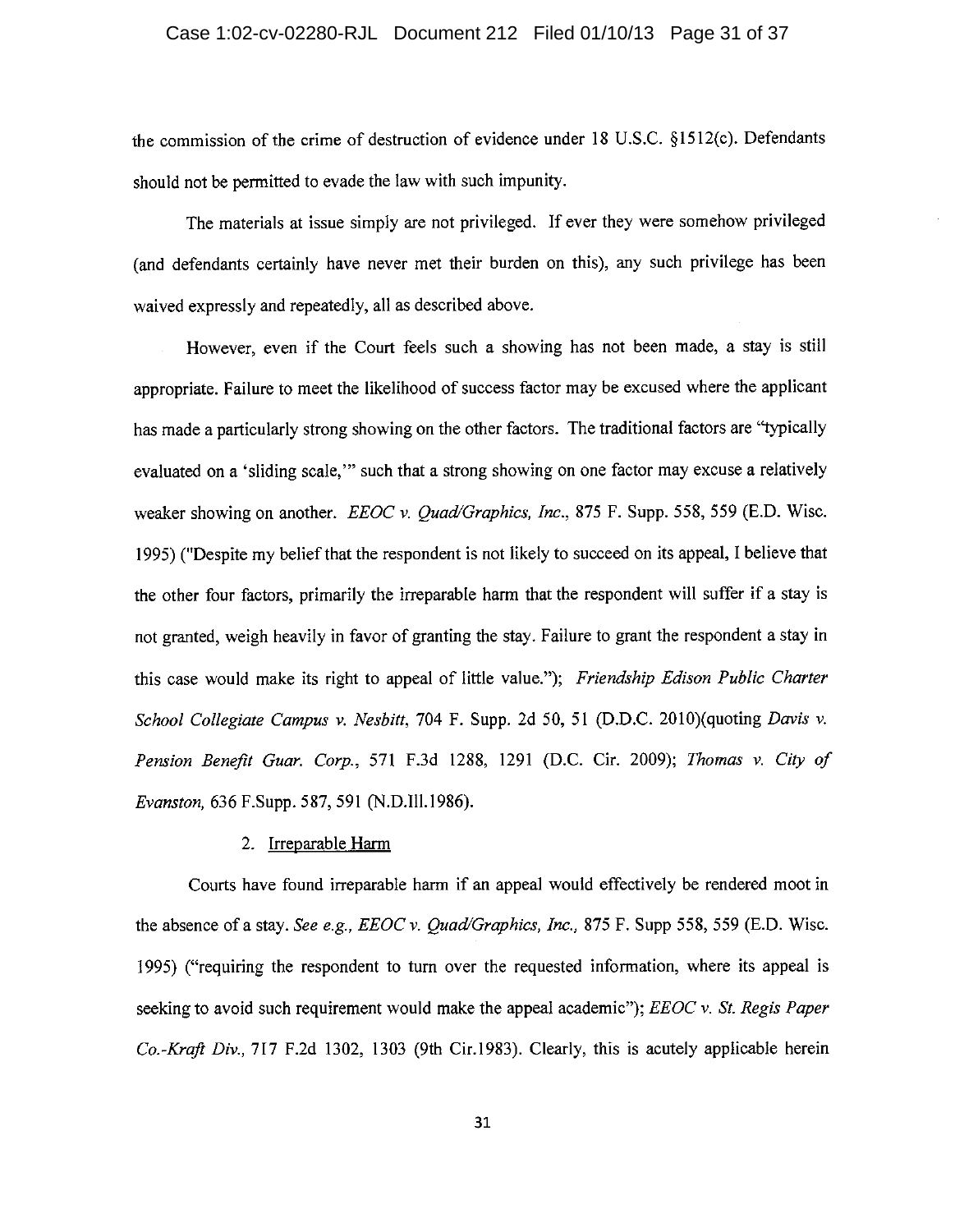the commission of the crime of destruction of evidence under 18 U.S.C. §1512(c). Defendants should not be permitted to evade the law with such impunity.

The materials at issue simply are not privileged. If ever they were somehow privileged (and defendants certainly have never met their burden on this), any such privilege has been waived expressly and repeatedly, all as described above.

However, even if the Court feels such a showing has not been made, a stay is still appropriate. Failure to meet the likelihood of success factor may be excused where the applicant has made a particularly strong showing on the other factors. The traditional factors are "typically evaluated on a 'sliding scale,'" such that a strong showing on one factor may excuse a relatively weaker showing on another. *EEOC v. Quad/Graphics, Inc.*, 875 F. Supp. 558, 559 (E.D. Wisc. 1995) ("Despite my belief that the respondent is not likely to succeed on its appeal, I believe that the other four factors, primarily the irreparable harm that the respondent will suffer if a stay is not granted, weigh heavily in favor of granting the stay. Failure to grant the respondent a stay in this case would make its right to appeal of little value."); *Friendship Edison Public Charter School Collegiate Campus v. Nesbitt*, 704 F. Supp. 2d 50, 51 (D.D.C. 2010)(quoting *Davis v. Pension Benefit Guar. Corp.*, 571 F.3d 1288, 1291 (D.C. Cir. 2009); *Thomas v. City of Evanston*, 636 F.Supp. 587, 591 (N.D.Ill.1986).

2. Irreparable Harm

Courts have found irreparable harm if an appeal would effectively be rendered moot in the absence of a stay. *See e.g., EEOC v. Quad/Graphics, Inc.*, 875 F. Supp 558, 559 (E.D. Wisc. 1995) ("requiring the respondent to turn over the requested information, where its appeal is seeking to avoid such requirement would make the appeal academic"); *EEOC v. St. Regis Paper Co.-Kraft Div.*, 717 F.2d 1302, 1303 (9th Cir.1983). Clearly, this is acutely applicable herein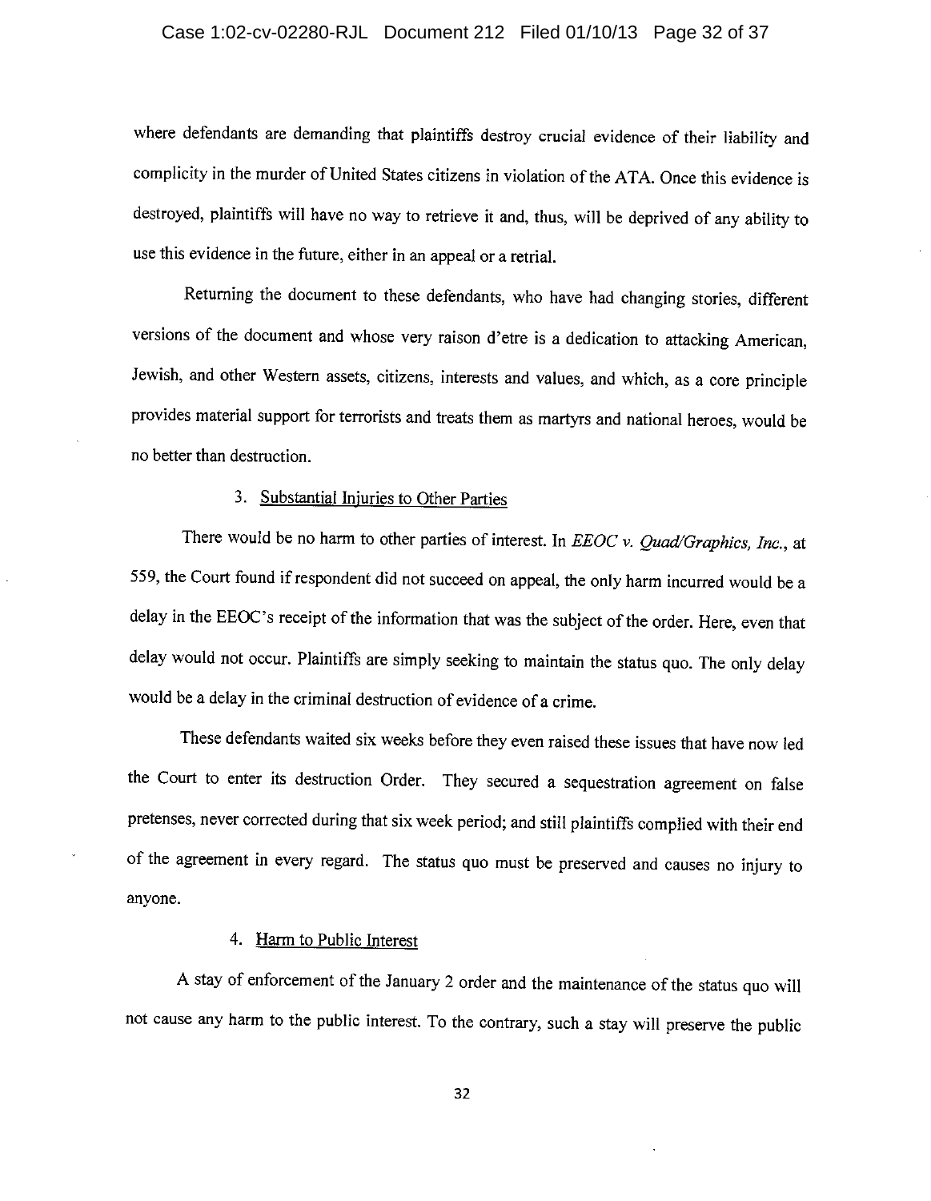where defendants are demanding that plaintiffs destroy crucial evidence of their liability and complicity in the murder of United States citizens in violation of the ATA. Once this evidence is destroyed, plaintiffs will have no way to retrieve it and, thus, will be deprived of any ability to use this evidence in the future, either in an appeal or a retrial.

Returning the document to these defendants, who have had changing stories, different versions of the document and whose very raison d'etre is a dedication to attacking American, Jewish, and other Western assets, citizens, interests and values, and which, as a core principle provides material support for terrorists and treats them as martyrs and national heroes, would be no better than destruction.

### 3. Substantial Injuries to Other Parties

There would be no harm to other parties of interest. In *EEOC v. Quad/Graphics, Inc.*, at 559, the Court found if respondent did not succeed on appeal, the only harm incurred would be a delay in the EEOC's receipt of the information that was the subject of the order. Here, even that delay would not occur. Plaintiffs are simply seeking to maintain the status quo. The only delay would be a delay in the criminal destruction of evidence of a crime.

These defendants waited six weeks before they even raised these issues that have now led the Court to enter its destruction Order. They secured a sequestration agreement on false pretenses, never corrected during that six week period; and still plaintiffs complied with their end of the agreement in every regard. The status quo must be preserved and causes no injury to anyone.

### 4. Harm to Public Interest

A stay of enforcement of the January 2 order and the maintenance of the status quo will not cause any harm to the public interest. To the contrary, such a stay will preserve the public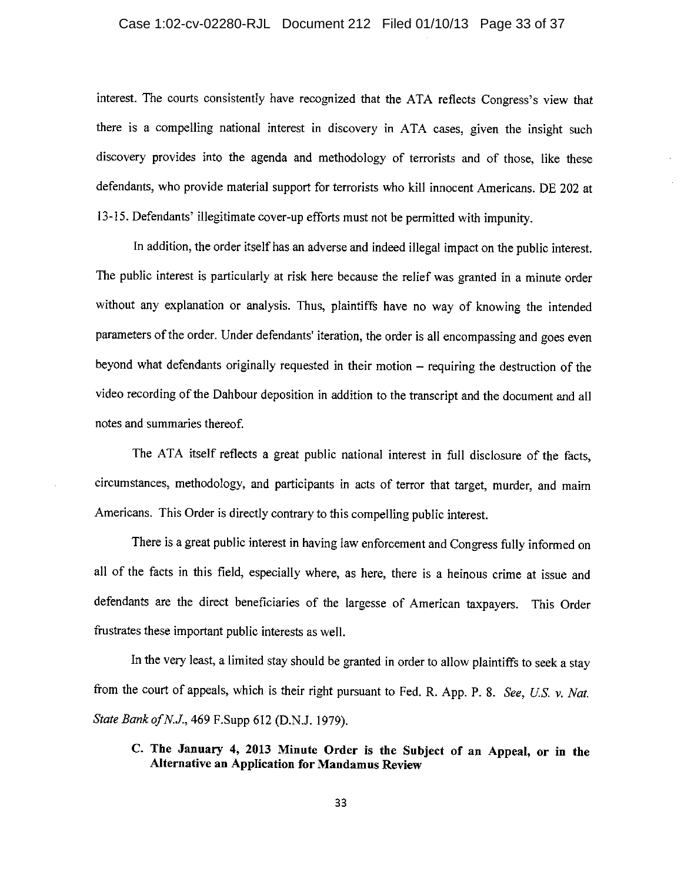interest. The courts consistently have recognized that the ATA reflects Congress's view that there is a compelling national interest in discovery in ATA cases, given the insight such discovery provides into the agenda and methodology of terrorists and of those, like these defendants, who provide material support for terrorists who kill innocent Americans. DE 202 at 13-15. Defendants' illegitimate cover-up efforts must not be permitted with impunity.

In addition, the order itself has an adverse and indeed illegal impact on the public interest. The public interest is particularly at risk here because the relief was granted in a minute order without any explanation or analysis. Thus, plaintiffs have no way of knowing the intended parameters of the order. Under defendants' iteration, the order is all encompassing and goes even beyond what defendants originally requested in their motion – requiring the destruction of the video recording of the Dahbour deposition in addition to the transcript and the document and all notes and summaries thereof.

The ATA itself reflects a great public national interest in full disclosure of the facts, circumstances, methodology, and participants in acts of terror that target, murder, and maim Americans. This Order is directly contrary to this compelling public interest.

There is a great public interest in having law enforcement and Congress fully informed on all of the facts in this field, especially where, as here, there is a heinous crime at issue and defendants are the direct beneficiaries of the largesse of American taxpayers. This Order frustrates these important public interests as well.

In the very least, a limited stay should be granted in order to allow plaintiffs to seek a stay from the court of appeals, which is their right pursuant to Fed. R. App. P. 8. *See*, *U.S. v. Nat. State Bank of N.J.*, 469 F.Supp 612 (D.N.J. 1979).

### C. The January 4, 2013 Minute Order is the Subject of an Appeal, or in the Alternative an Application for Mandamus Review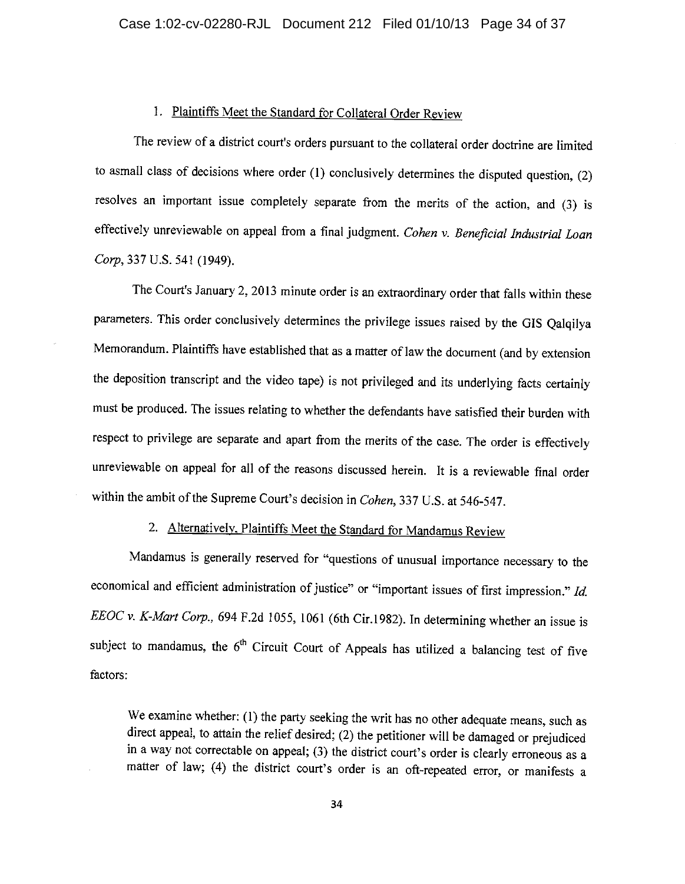### 1. Plaintiffs Meet the Standard for Collateral Order Review

The review of a district court's orders pursuant to the collateral order doctrine are limited to asmall class of decisions where order (1) conclusively determines the disputed question, (2) resolves an important issue completely separate from the merits of the action, and (3) is effectively unreviewable on appeal from a final judgment. *Cohen v. Beneficial Industrial Loan Corp*, 337 U.S. 541 (1949).

The Court's January 2, 2013 minute order is an extraordinary order that falls within these parameters. This order conclusively determines the privilege issues raised by the GIS Qalqilya Memorandum. Plaintiffs have established that as a matter of law the document (and by extension the deposition transcript and the video tape) is not privileged and its underlying facts certainly must be produced. The issues relating to whether the defendants have satisfied their burden with respect to privilege are separate and apart from the merits of the case. The order is effectively unreviewable on appeal for all of the reasons discussed herein. It is a reviewable final order within the ambit of the Supreme Court's decision in *Cohen*, 337 U.S. at 546-547.

### 2. Alternatively, Plaintiffs Meet the Standard for Mandamus Review

Mandamus is generally reserved for "questions of unusual importance necessary to the economical and efficient administration of justice" or "important issues of first impression." *Id. EEOC v. K-Mart Corp.*, 694 F.2d 1055, 1061 (6th Cir.1982). In determining whether an issue is subject to mandamus, the 6th Circuit Court of Appeals has utilized a balancing test of five factors:

> We examine whether: (1) the party seeking the writ has no other adequate means, such as direct appeal, to attain the relief desired; (2) the petitioner will be damaged or prejudiced in a way not correctable on appeal; (3) the district court's order is clearly erroneous as a matter of law; (4) the district court's order is an oft-repeated error, or manifests a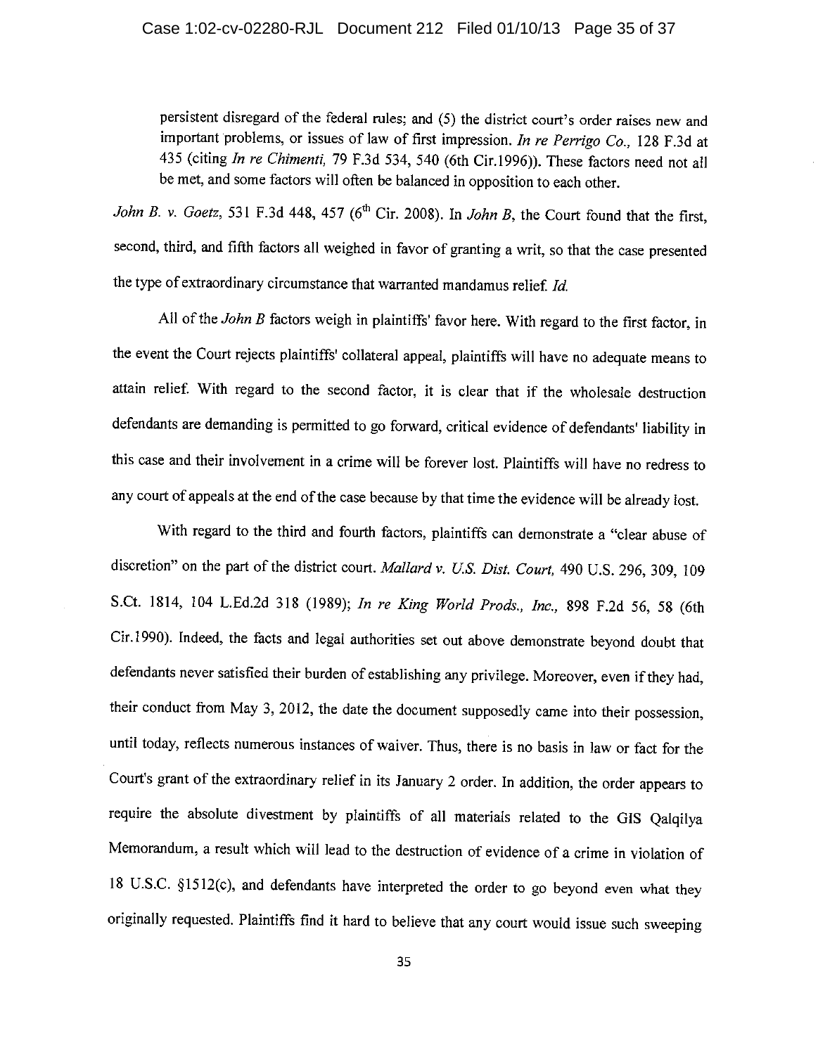> persistent disregard of the federal rules; and (5) the district court's order raises new and important problems, or issues of law of first impression. *In re Perrigo Co.,* 128 F.3d at 435 (citing *In re Chimenti,* 79 F.3d 534, 540 (6th Cir.1996)). These factors need not all be met, and some factors will often be balanced in opposition to each other.

*John B. v. Goetz,* 531 F.3d 448, 457 (6th Cir. 2008). In *John B*, the Court found that the first, second, third, and fifth factors all weighed in favor of granting a writ, so that the case presented the type of extraordinary circumstance that warranted mandamus relief. *Id.*

All of the *John B* factors weigh in plaintiffs' favor here. With regard to the first factor, in the event the Court rejects plaintiffs' collateral appeal, plaintiffs will have no adequate means to attain relief. With regard to the second factor, it is clear that if the wholesale destruction defendants are demanding is permitted to go forward, critical evidence of defendants' liability in this case and their involvement in a crime will be forever lost. Plaintiffs will have no redress to any court of appeals at the end of the case because by that time the evidence will be already lost.

With regard to the third and fourth factors, plaintiffs can demonstrate a "clear abuse of discretion" on the part of the district court. *Mallard v. U.S. Dist. Court,* 490 U.S. 296, 309, 109 S.Ct. 1814, 104 L.Ed.2d 318 (1989); *In re King World Prods., Inc.,* 898 F.2d 56, 58 (6th Cir.1990). Indeed, the facts and legal authorities set out above demonstrate beyond doubt that defendants never satisfied their burden of establishing any privilege. Moreover, even if they had, their conduct from May 3, 2012, the date the document supposedly came into their possession, until today, reflects numerous instances of waiver. Thus, there is no basis in law or fact for the Court's grant of the extraordinary relief in its January 2 order. In addition, the order appears to require the absolute divestment by plaintiffs of all materials related to the GIS Qalqilya Memorandum, a result which will lead to the destruction of evidence of a crime in violation of 18 U.S.C. §1512(c), and defendants have interpreted the order to go beyond even what they originally requested. Plaintiffs find it hard to believe that any court would issue such sweeping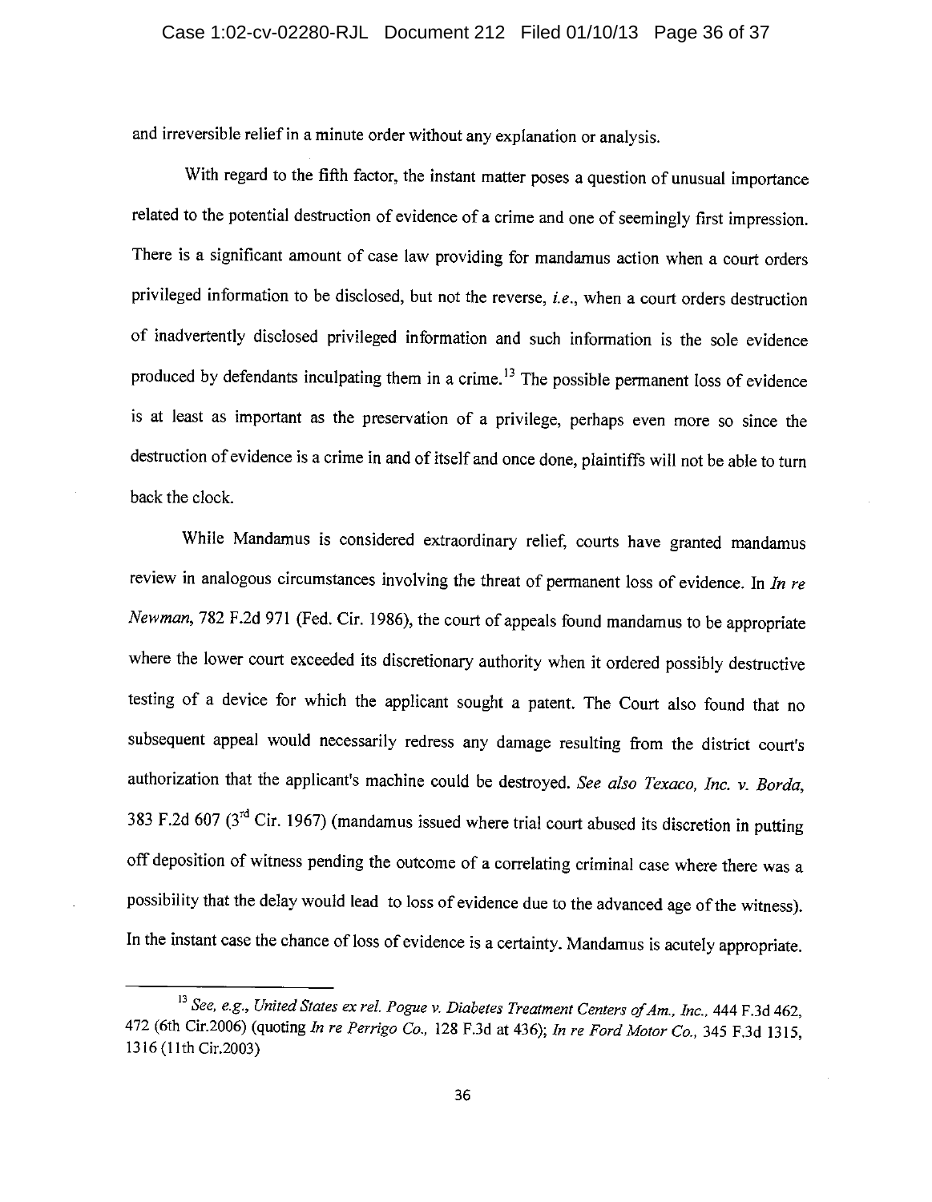and irreversible relief in a minute order without any explanation or analysis.

With regard to the fifth factor, the instant matter poses a question of unusual importance related to the potential destruction of evidence of a crime and one of seemingly first impression. There is a significant amount of case law providing for mandamus action when a court orders privileged information to be disclosed, but not the reverse, *i.e.*, when a court orders destruction of inadvertently disclosed privileged information and such information is the sole evidence produced by defendants inculpating them in a crime.[13] The possible permanent loss of evidence is at least as important as the preservation of a privilege, perhaps even more so since the destruction of evidence is a crime in and of itself and once done, plaintiffs will not be able to turn back the clock.

While Mandamus is considered extraordinary relief, courts have granted mandamus review in analogous circumstances involving the threat of permanent loss of evidence. In *In re Newman*, 782 F.2d 971 (Fed. Cir. 1986), the court of appeals found mandamus to be appropriate where the lower court exceeded its discretionary authority when it ordered possibly destructive testing of a device for which the applicant sought a patent. The Court also found that no subsequent appeal would necessarily redress any damage resulting from the district court's authorization that the applicant's machine could be destroyed. *See also Texaco, Inc. v. Borda*, 383 F.2d 607 (3rd Cir. 1967) (mandamus issued where trial court abused its discretion in putting off deposition of witness pending the outcome of a correlating criminal case where there was a possibility that the delay would lead to loss of evidence due to the advanced age of the witness). In the instant case the chance of loss of evidence is a certainty. Mandamus is acutely appropriate.

---

[13] *See, e.g., United States ex rel. Pogue v. Diabetes Treatment Centers of Am., Inc.*, 444 F.3d 462, 472 (6th Cir.2006) (quoting *In re Perrigo Co.*, 128 F.3d at 436); *In re Ford Motor Co.*, 345 F.3d 1315, 1316 (11th Cir.2003)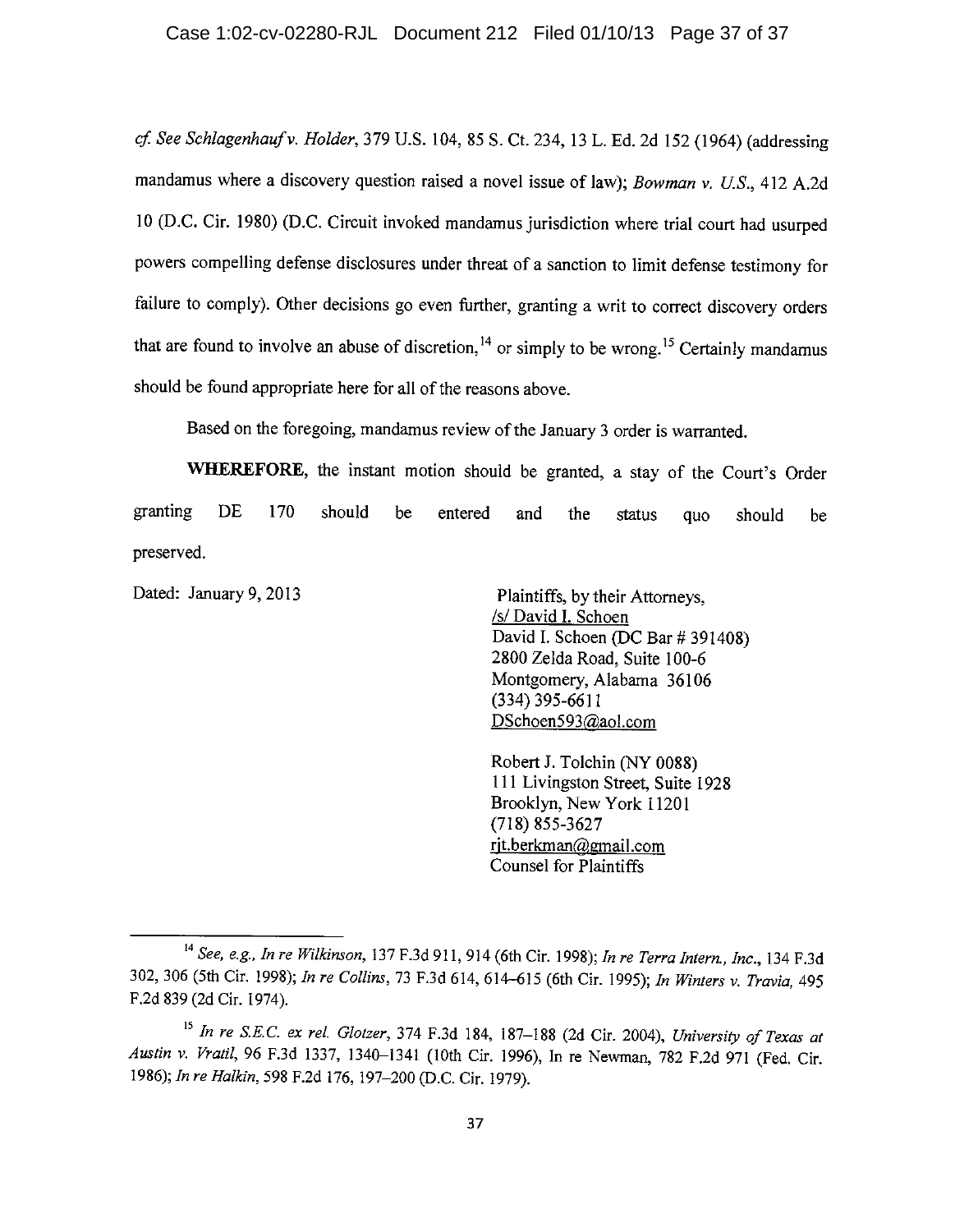*cf. See Schlagenhauf v. Holder*, 379 U.S. 104, 85 S. Ct. 234, 13 L. Ed. 2d 152 (1964) (addressing mandamus where a discovery question raised a novel issue of law); *Bowman v. U.S.*, 412 A.2d 10 (D.C. Cir. 1980) (D.C. Circuit invoked mandamus jurisdiction where trial court had usurped powers compelling defense disclosures under threat of a sanction to limit defense testimony for failure to comply). Other decisions go even further, granting a writ to correct discovery orders that are found to involve an abuse of discretion,[14] or simply to be wrong.[15] Certainly mandamus should be found appropriate here for all of the reasons above.

Based on the foregoing, mandamus review of the January 3 order is warranted.

**WHEREFORE**, the instant motion should be granted, a stay of the Court's Order granting DE 170 should be entered and the status quo should be preserved.

Dated: January 9, 2013

Plaintiffs, by their Attorneys,
/s/ David I. Schoen
David I. Schoen (DC Bar # 391408)
2800 Zelda Road, Suite 100-6
Montgomery, Alabama 36106
(334) 395-6611
DSchoen593@aol.com

Robert J. Tolchin (NY 0088)
111 Livingston Street, Suite 1928
Brooklyn, New York 11201
(718) 855-3627
rjt.berkman@gmail.com
Counsel for Plaintiffs

---

[14] *See, e.g., In re Wilkinson*, 137 F.3d 911, 914 (6th Cir. 1998); *In re Terra Intern., Inc.*, 134 F.3d 302, 306 (5th Cir. 1998); *In re Collins*, 73 F.3d 614, 614–615 (6th Cir. 1995); *In Winters v. Travia*, 495 F.2d 839 (2d Cir. 1974).

[15] *In re S.E.C. ex rel. Glotzer*, 374 F.3d 184, 187–188 (2d Cir. 2004), *University of Texas at Austin v. Vratil*, 96 F.3d 1337, 1340–1341 (10th Cir. 1996), In re Newman, 782 F.2d 971 (Fed. Cir. 1986); *In re Halkin*, 598 F.2d 176, 197–200 (D.C. Cir. 1979).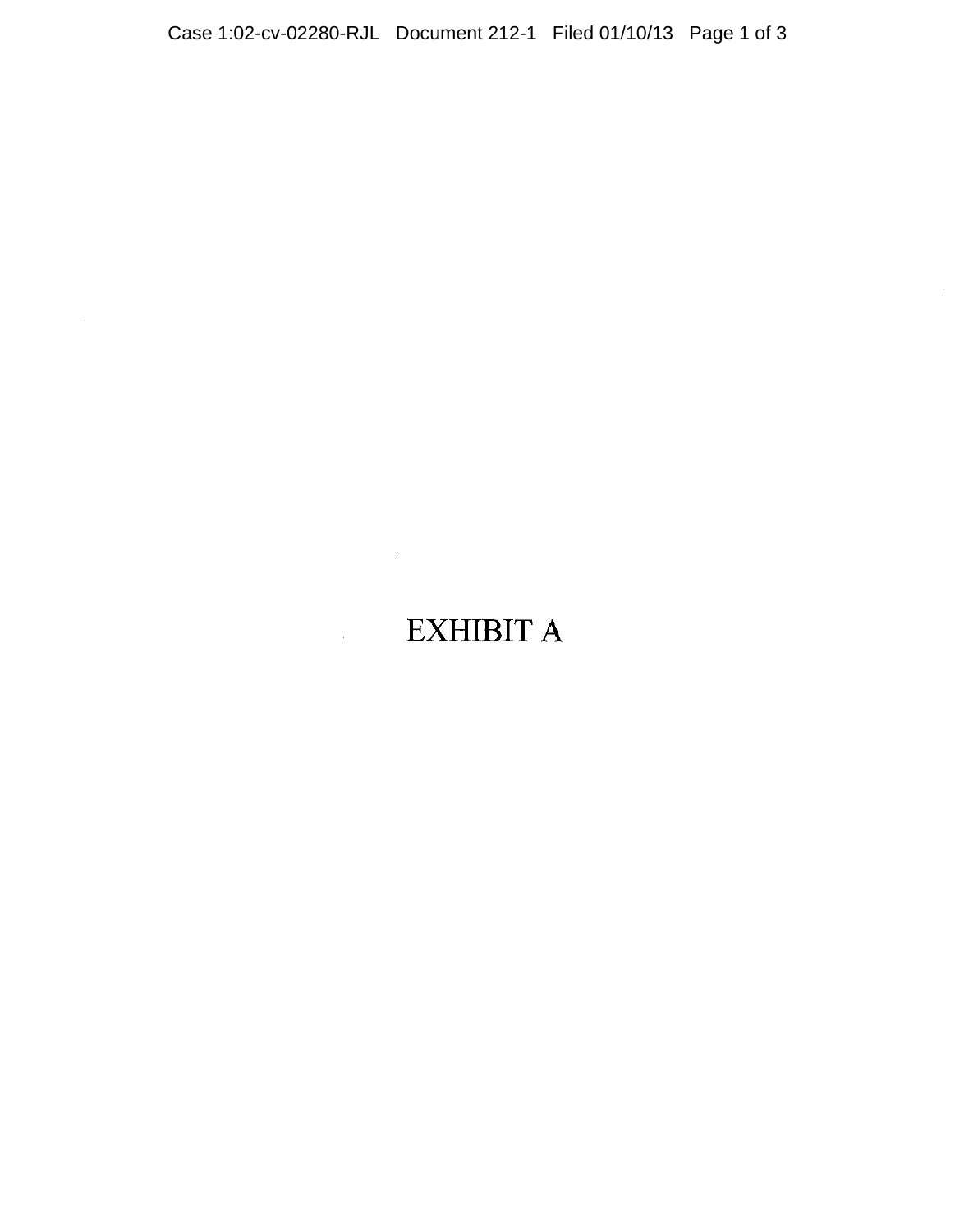# EXHIBIT A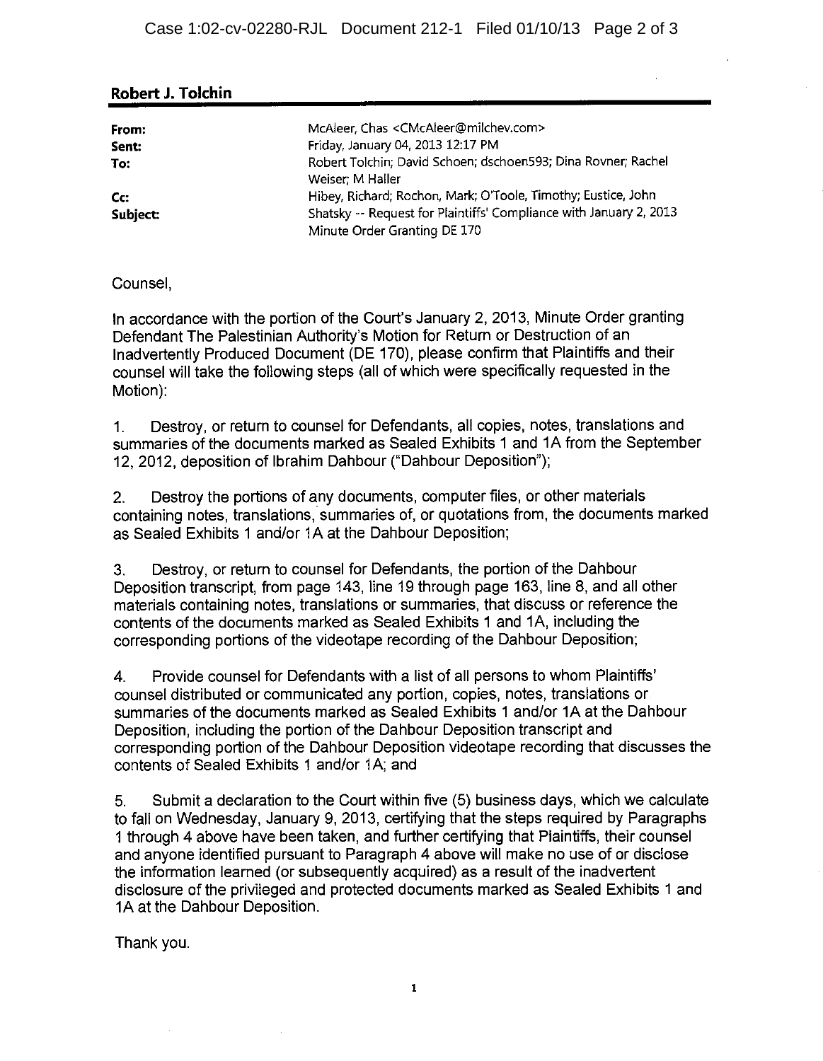**Robert J. Tolchin**

| | |
|---|---|
| **From:** | McAleer, Chas <CMcAleer@milchev.com> |
| **Sent:** | Friday, January 04, 2013 12:17 PM |
| **To:** | Robert Tolchin; David Schoen; dschoen593; Dina Rovner; Rachel Weiser; M Haller |
| **Cc:** | Hibey, Richard; Rochon, Mark; O'Toole, Timothy; Eustice, John |
| **Subject:** | Shatsky -- Request for Plaintiffs' Compliance with January 2, 2013 Minute Order Granting DE 170 |

Counsel,

In accordance with the portion of the Court's January 2, 2013, Minute Order granting Defendant The Palestinian Authority's Motion for Return or Destruction of an Inadvertently Produced Document (DE 170), please confirm that Plaintiffs and their counsel will take the following steps (all of which were specifically requested in the Motion):

1. Destroy, or return to counsel for Defendants, all copies, notes, translations and summaries of the documents marked as Sealed Exhibits 1 and 1A from the September 12, 2012, deposition of Ibrahim Dahbour ("Dahbour Deposition");

2. Destroy the portions of any documents, computer files, or other materials containing notes, translations, summaries of, or quotations from, the documents marked as Sealed Exhibits 1 and/or 1A at the Dahbour Deposition;

3. Destroy, or return to counsel for Defendants, the portion of the Dahbour Deposition transcript, from page 143, line 19 through page 163, line 8, and all other materials containing notes, translations or summaries, that discuss or reference the contents of the documents marked as Sealed Exhibits 1 and 1A, including the corresponding portions of the videotape recording of the Dahbour Deposition;

4. Provide counsel for Defendants with a list of all persons to whom Plaintiffs' counsel distributed or communicated any portion, copies, notes, translations or summaries of the documents marked as Sealed Exhibits 1 and/or 1A at the Dahbour Deposition, including the portion of the Dahbour Deposition transcript and corresponding portion of the Dahbour Deposition videotape recording that discusses the contents of Sealed Exhibits 1 and/or 1A; and

5. Submit a declaration to the Court within five (5) business days, which we calculate to fall on Wednesday, January 9, 2013, certifying that the steps required by Paragraphs 1 through 4 above have been taken, and further certifying that Plaintiffs, their counsel and anyone identified pursuant to Paragraph 4 above will make no use of or disclose the information learned (or subsequently acquired) as a result of the inadvertent disclosure of the privileged and protected documents marked as Sealed Exhibits 1 and 1A at the Dahbour Deposition.

Thank you.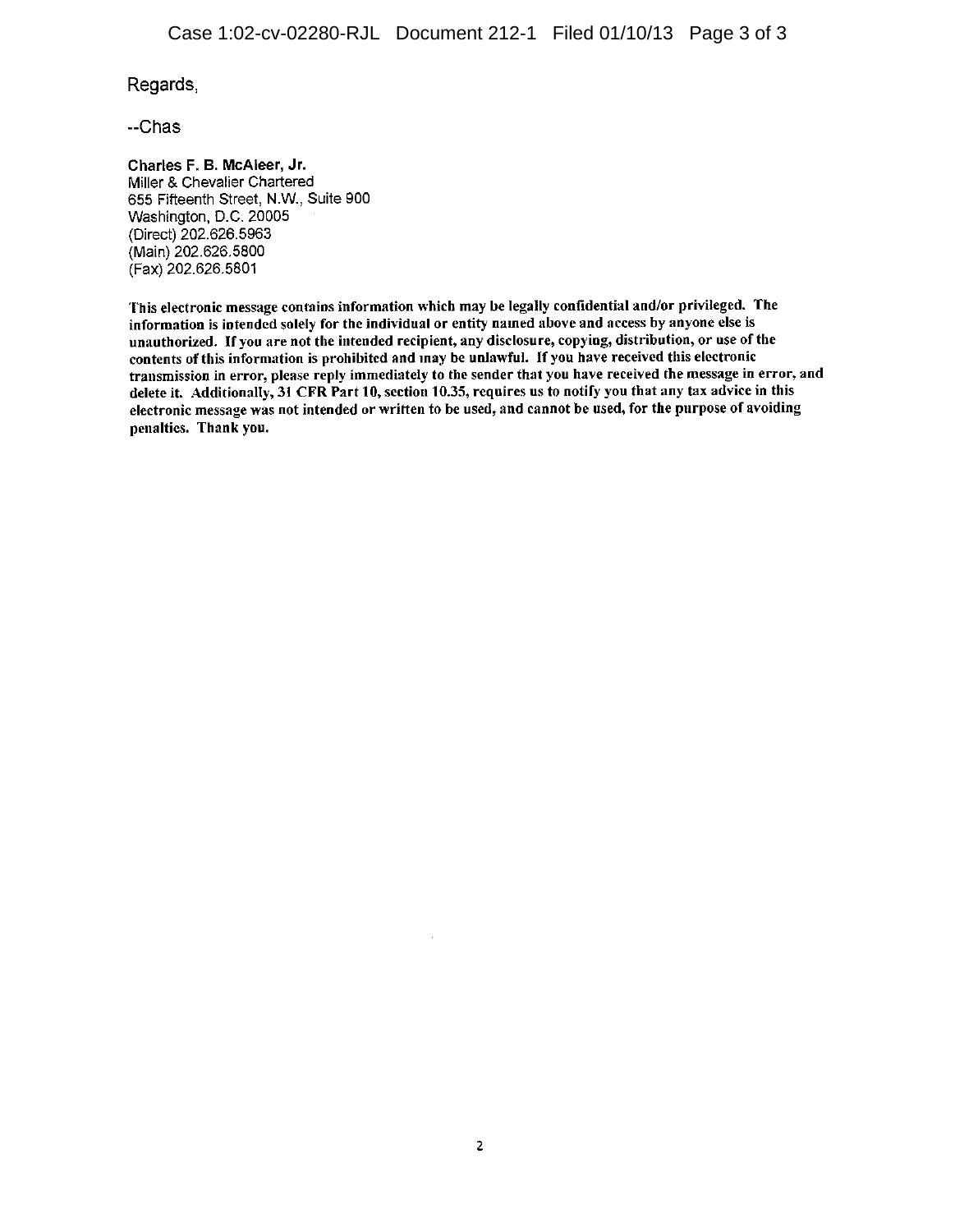Regards,

--Chas

**Charles F. B. McAleer, Jr.**
Miller & Chevalier Chartered
655 Fifteenth Street, N.W., Suite 900
Washington, D.C. 20005
(Direct) 202.626.5963
(Main) 202.626.5800
(Fax) 202.626.5801

**This electronic message contains information which may be legally confidential and/or privileged. The information is intended solely for the individual or entity named above and access by anyone else is unauthorized. If you are not the intended recipient, any disclosure, copying, distribution, or use of the contents of this information is prohibited and may be unlawful. If you have received this electronic transmission in error, please reply immediately to the sender that you have received the message in error, and delete it. Additionally, 31 CFR Part 10, section 10.35, requires us to notify you that any tax advice in this electronic message was not intended or written to be used, and cannot be used, for the purpose of avoiding penalties. Thank you.**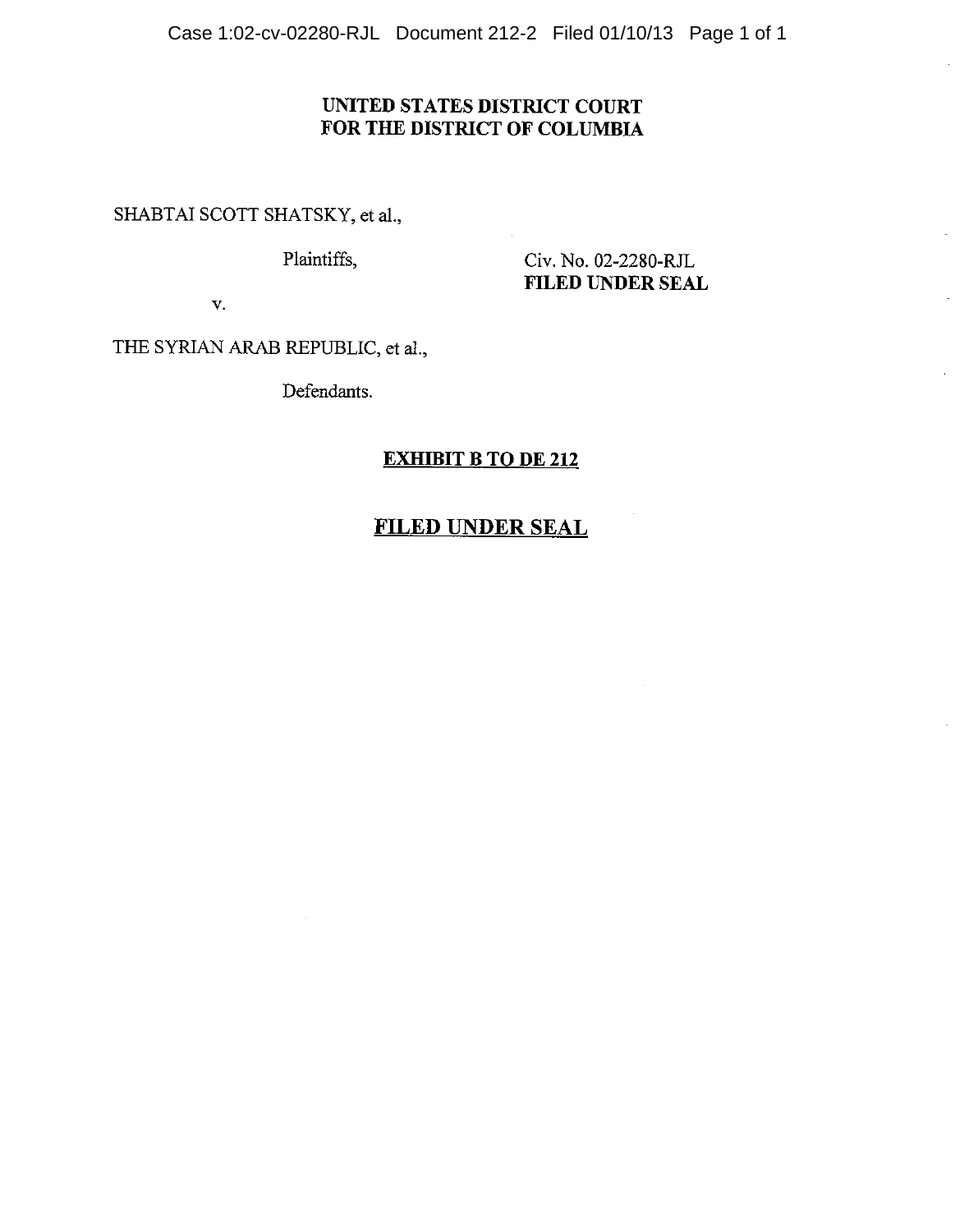**UNITED STATES DISTRICT COURT**
**FOR THE DISTRICT OF COLUMBIA**

SHABTAI SCOTT SHATSKY, et al.,

Plaintiffs,

Civ. No. 02-2280-RJL
**FILED UNDER SEAL**

v.

THE SYRIAN ARAB REPUBLIC, et al.,

Defendants.

**<u>EXHIBIT B TO DE 212</u>**

## <u>FILED UNDER SEAL</u>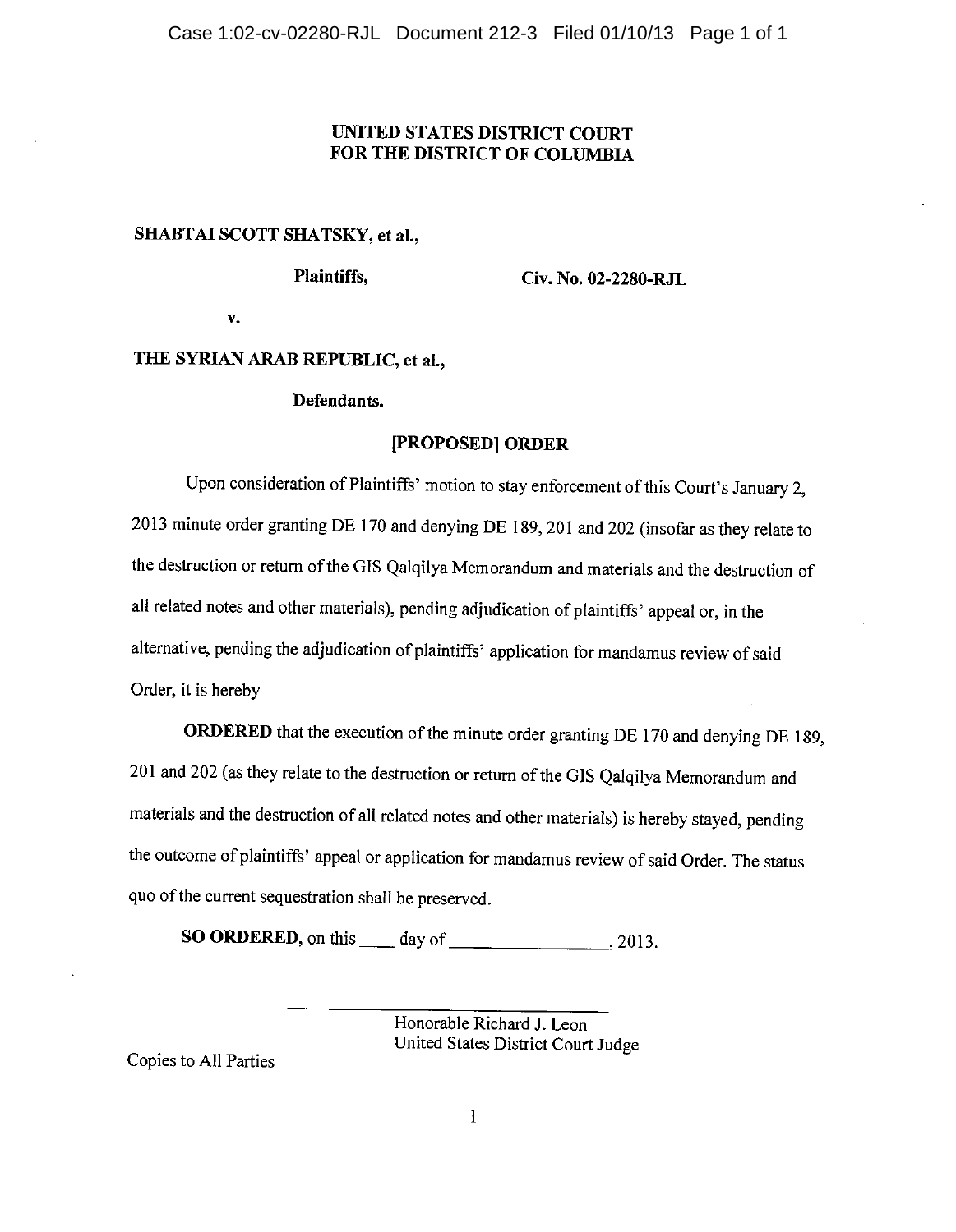**UNITED STATES DISTRICT COURT**
**FOR THE DISTRICT OF COLUMBIA**

**SHABTAI SCOTT SHATSKY, et al.,**

**Plaintiffs,** **Civ. No. 02-2280-RJL**

**v.**

**THE SYRIAN ARAB REPUBLIC, et al.,**

**Defendants.**

**[PROPOSED] ORDER**

Upon consideration of Plaintiffs' motion to stay enforcement of this Court's January 2, 2013 minute order granting DE 170 and denying DE 189, 201 and 202 (insofar as they relate to the destruction or return of the GIS Qalqilya Memorandum and materials and the destruction of all related notes and other materials), pending adjudication of plaintiffs' appeal or, in the alternative, pending the adjudication of plaintiffs' application for mandamus review of said Order, it is hereby

**ORDERED** that the execution of the minute order granting DE 170 and denying DE 189, 201 and 202 (as they relate to the destruction or return of the GIS Qalqilya Memorandum and materials and the destruction of all related notes and other materials) is hereby stayed, pending the outcome of plaintiffs' appeal or application for mandamus review of said Order. The status quo of the current sequestration shall be preserved.

**SO ORDERED**, on this ____ day of ________________, 2013.

______________________________
Honorable Richard J. Leon
United States District Court Judge

Copies to All Parties